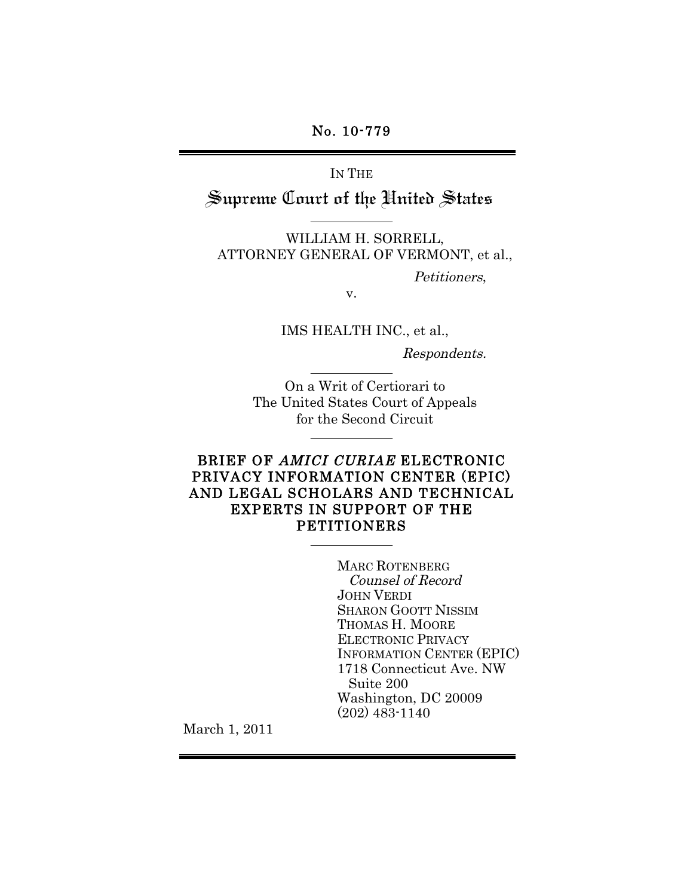No. 10-779

IN THE

# Supreme Court of the United States

WILLIAM H. SORRELL,
ATTORNEY GENERAL OF VERMONT, et al.,

*Petitioners*,

v.

IMS HEALTH INC., et al.,

*Respondents.*

On a Writ of Certiorari to
The United States Court of Appeals
for the Second Circuit

## BRIEF OF *AMICI CURIAE* ELECTRONIC PRIVACY INFORMATION CENTER (EPIC) AND LEGAL SCHOLARS AND TECHNICAL EXPERTS IN SUPPORT OF THE PETITIONERS

MARC ROTENBERG
*Counsel of Record*
JOHN VERDI
SHARON GOOTT NISSIM
THOMAS H. MOORE
ELECTRONIC PRIVACY
INFORMATION CENTER (EPIC)
1718 Connecticut Ave. NW
Suite 200
Washington, DC 20009
(202) 483-1140

March 1, 2011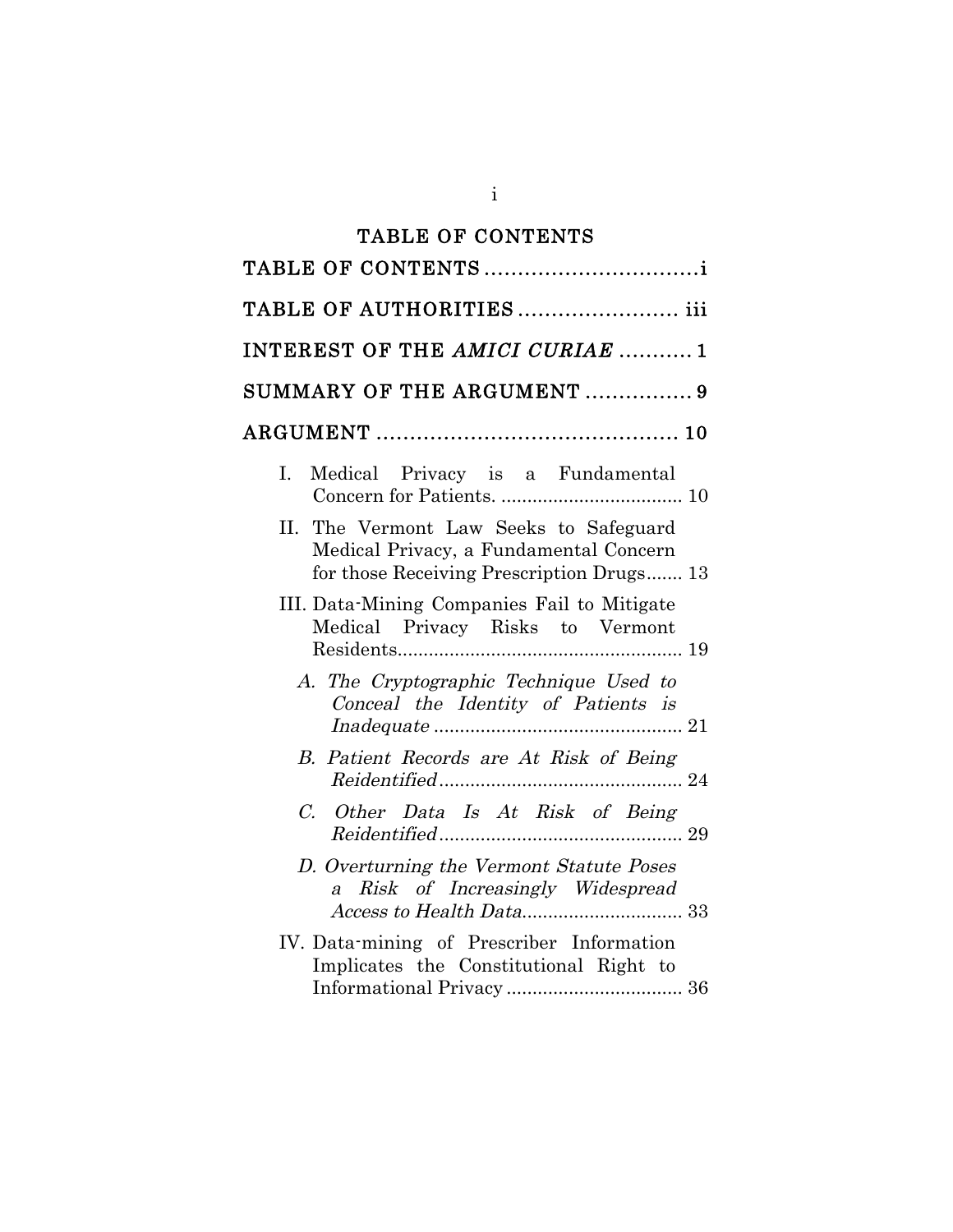# TABLE OF CONTENTS

**TABLE OF CONTENTS** ................................ i

**TABLE OF AUTHORITIES** ........................ iii

**INTEREST OF THE *AMICI CURIAE*** ........... 1

**SUMMARY OF THE ARGUMENT** ................ 9

**ARGUMENT** ............................................ 10

I. Medical Privacy is a Fundamental Concern for Patients. .................................. 10

II. The Vermont Law Seeks to Safeguard Medical Privacy, a Fundamental Concern for those Receiving Prescription Drugs....... 13

III. Data-Mining Companies Fail to Mitigate Medical Privacy Risks to Vermont Residents...................................................... 19

*A. The Cryptographic Technique Used to Conceal the Identity of Patients is Inadequate* ............................................... 21

*B. Patient Records are At Risk of Being Reidentified*............................................... 24

*C. Other Data Is At Risk of Being Reidentified*............................................... 29

*D. Overturning the Vermont Statute Poses a Risk of Increasingly Widespread Access to Health Data*............................... 33

IV. Data-mining of Prescriber Information Implicates the Constitutional Right to Informational Privacy .................................. 36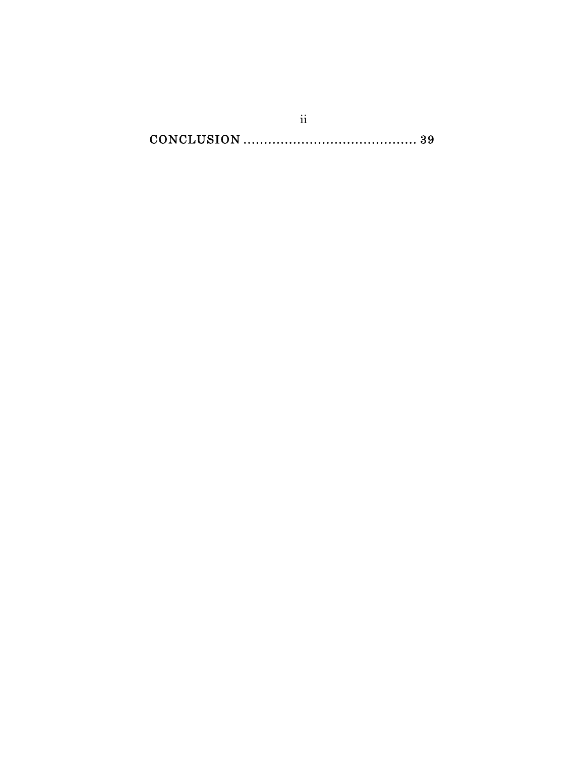CONCLUSION .......................................... 39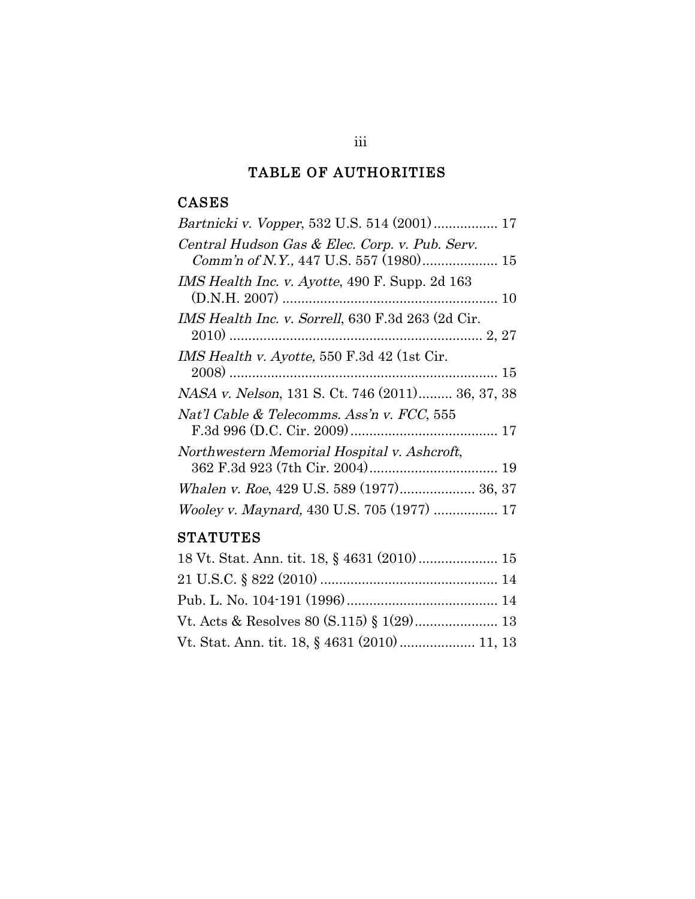# TABLE OF AUTHORITIES

## CASES

*Bartnicki v. Vopper*, 532 U.S. 514 (2001) ................. 17

*Central Hudson Gas & Elec. Corp. v. Pub. Serv. Comm'n of N.Y.,* 447 U.S. 557 (1980).................... 15

*IMS Health Inc. v. Ayotte*, 490 F. Supp. 2d 163 (D.N.H. 2007) ......................................................... 10

*IMS Health Inc. v. Sorrell*, 630 F.3d 263 (2d Cir. 2010) ................................................................... 2, 27

*IMS Health v. Ayotte,* 550 F.3d 42 (1st Cir. 2008) ....................................................................... 15

*NASA v. Nelson*, 131 S. Ct. 746 (2011)......... 36, 37, 38

*Nat'l Cable & Telecomms. Ass'n v. FCC*, 555 F.3d 996 (D.C. Cir. 2009)...................................... 17

*Northwestern Memorial Hospital v. Ashcroft*, 362 F.3d 923 (7th Cir. 2004).................................. 19

*Whalen v. Roe*, 429 U.S. 589 (1977).................... 36, 37

*Wooley v. Maynard,* 430 U.S. 705 (1977) ................. 17

## STATUTES

18 Vt. Stat. Ann. tit. 18, § 4631 (2010)..................... 15

21 U.S.C. § 822 (2010) ............................................... 14

Pub. L. No. 104-191 (1996)........................................ 14

Vt. Acts & Resolves 80 (S.115) § 1(29)...................... 13

Vt. Stat. Ann. tit. 18, § 4631 (2010).................... 11, 13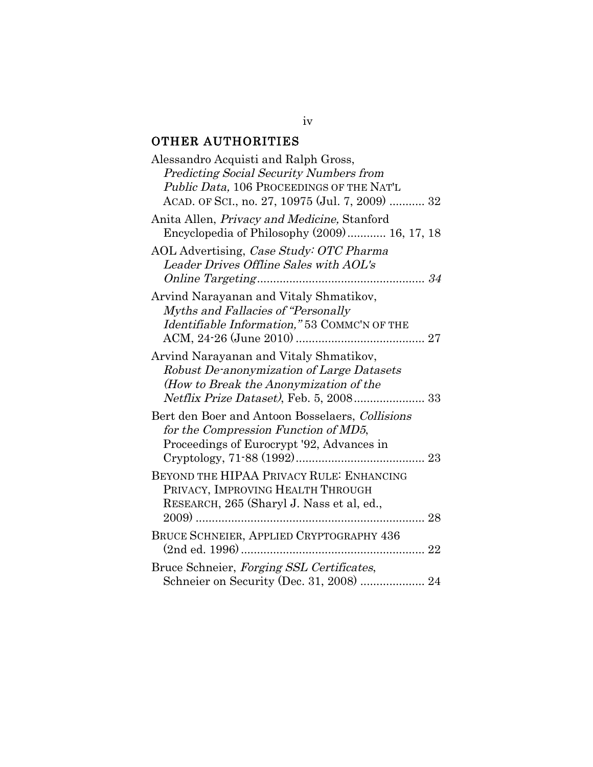## OTHER AUTHORITIES

Alessandro Acquisti and Ralph Gross, *Predicting Social Security Numbers from Public Data,* 106 PROCEEDINGS OF THE NAT'L ACAD. OF SCI., no. 27, 10975 (Jul. 7, 2009) ........... 32

Anita Allen, *Privacy and Medicine,* Stanford Encyclopedia of Philosophy (2009)............ 16, 17, 18

AOL Advertising, *Case Study: OTC Pharma Leader Drives Offline Sales with AOL's Online Targeting*................................................... *34*

Arvind Narayanan and Vitaly Shmatikov, *Myths and Fallacies of "Personally Identifiable Information,"* 53 COMMC'N OF THE ACM, 24-26 (June 2010) ........................................ 27

Arvind Narayanan and Vitaly Shmatikov, *Robust De-anonymization of Large Datasets (How to Break the Anonymization of the Netflix Prize Dataset)*, Feb. 5, 2008...................... 33

Bert den Boer and Antoon Bosselaers, *Collisions for the Compression Function of MD5*, Proceedings of Eurocrypt '92, Advances in Cryptology, 71-88 (1992)........................................ 23

BEYOND THE HIPAA PRIVACY RULE: ENHANCING PRIVACY, IMPROVING HEALTH THROUGH RESEARCH, 265 (Sharyl J. Nass et al, ed., 2009) ....................................................................... 28

BRUCE SCHNEIER, APPLIED CRYPTOGRAPHY 436 (2nd ed. 1996) ......................................................... 22

Bruce Schneier, *Forging SSL Certificates*, Schneier on Security (Dec. 31, 2008) .................... 24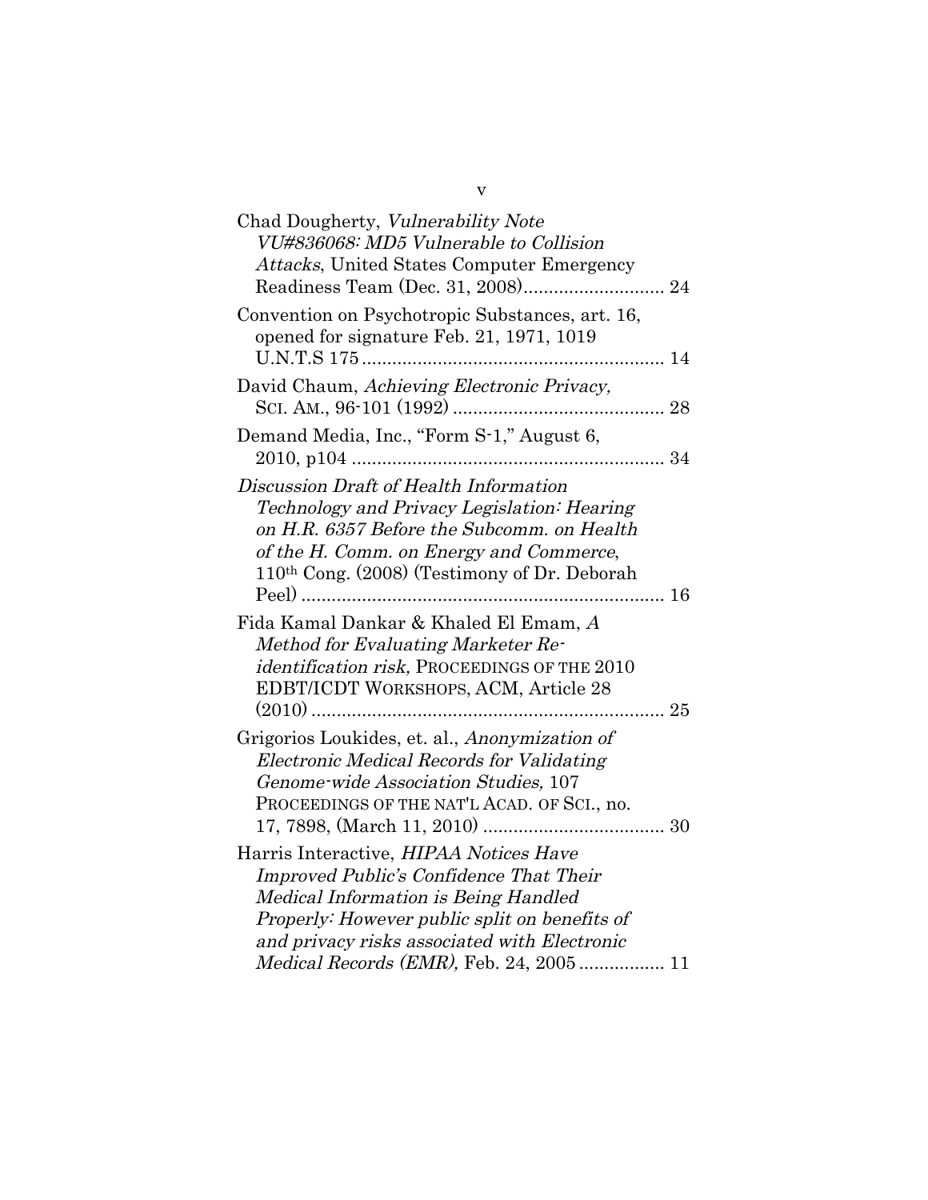Chad Dougherty, *Vulnerability Note VU#836068: MD5 Vulnerable to Collision Attacks*, United States Computer Emergency Readiness Team (Dec. 31, 2008)............................ 24

Convention on Psychotropic Substances, art. 16, opened for signature Feb. 21, 1971, 1019 U.N.T.S 175............................................................ 14

David Chaum, *Achieving Electronic Privacy,* SCI. AM., 96-101 (1992) .......................................... 28

Demand Media, Inc., "Form S-1," August 6, 2010, p104 ............................................................. 34

*Discussion Draft of Health Information Technology and Privacy Legislation: Hearing on H.R. 6357 Before the Subcomm. on Health of the H. Comm. on Energy and Commerce*, 110th Cong. (2008) (Testimony of Dr. Deborah Peel) ....................................................................... 16

Fida Kamal Dankar & Khaled El Emam, *A Method for Evaluating Marketer Re-identification risk,* PROCEEDINGS OF THE 2010 EDBT/ICDT WORKSHOPS, ACM, Article 28 (2010) ...................................................................... 25

Grigorios Loukides, et. al., *Anonymization of Electronic Medical Records for Validating Genome-wide Association Studies,* 107 PROCEEDINGS OF THE NAT'L ACAD. OF SCI., no. 17, 7898, (March 11, 2010) .................................... 30

Harris Interactive, *HIPAA Notices Have Improved Public's Confidence That Their Medical Information is Being Handled Properly: However public split on benefits of and privacy risks associated with Electronic Medical Records (EMR),* Feb. 24, 2005 ................. 11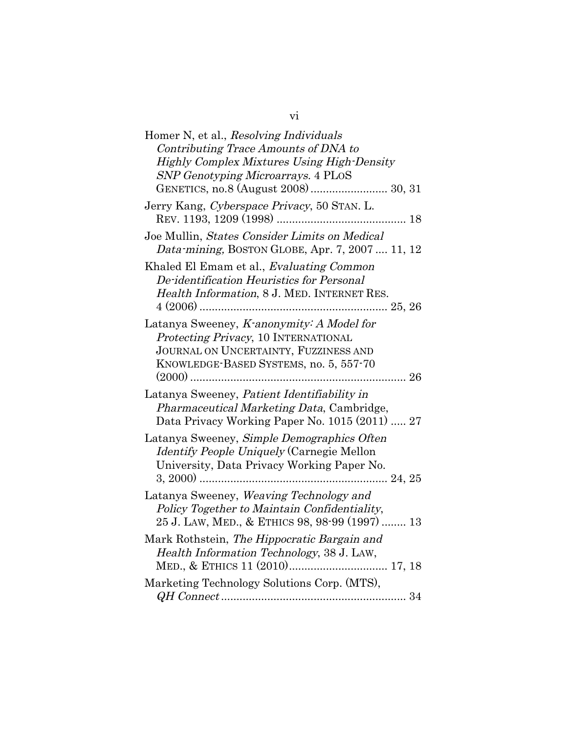Homer N, et al., *Resolving Individuals Contributing Trace Amounts of DNA to Highly Complex Mixtures Using High-Density SNP Genotyping Microarrays.* 4 PLoS GENETICS, no.8 (August 2008) ........................ 30, 31

Jerry Kang, *Cyberspace Privacy*, 50 STAN. L. REV. 1193, 1209 (1998) ......................................... 18

Joe Mullin, *States Consider Limits on Medical Data-mining,* BOSTON GLOBE, Apr. 7, 2007 .... 11, 12

Khaled El Emam et al., *Evaluating Common De-identification Heuristics for Personal Health Information*, 8 J. MED. INTERNET RES. 4 (2006) ............................................................ 25, 26

Latanya Sweeney, *K-anonymity: A Model for Protecting Privacy*, 10 INTERNATIONAL JOURNAL ON UNCERTAINTY, FUZZINESS AND KNOWLEDGE-BASED SYSTEMS, no. 5, 557-70 (2000) ..................................................................... 26

Latanya Sweeney, *Patient Identifiability in Pharmaceutical Marketing Data*, Cambridge, Data Privacy Working Paper No. 1015 (2011) ..... 27

Latanya Sweeney, *Simple Demographics Often Identify People Uniquely* (Carnegie Mellon University, Data Privacy Working Paper No. 3, 2000) ............................................................ 24, 25

Latanya Sweeney, *Weaving Technology and Policy Together to Maintain Confidentiality*, 25 J. LAW, MED., & ETHICS 98, 98-99 (1997) ........ 13

Mark Rothstein, *The Hippocratic Bargain and Health Information Technology*, 38 J. LAW, MED., & ETHICS 11 (2010)................................ 17, 18

Marketing Technology Solutions Corp. (MTS), *QH Connect* ........................................................... 34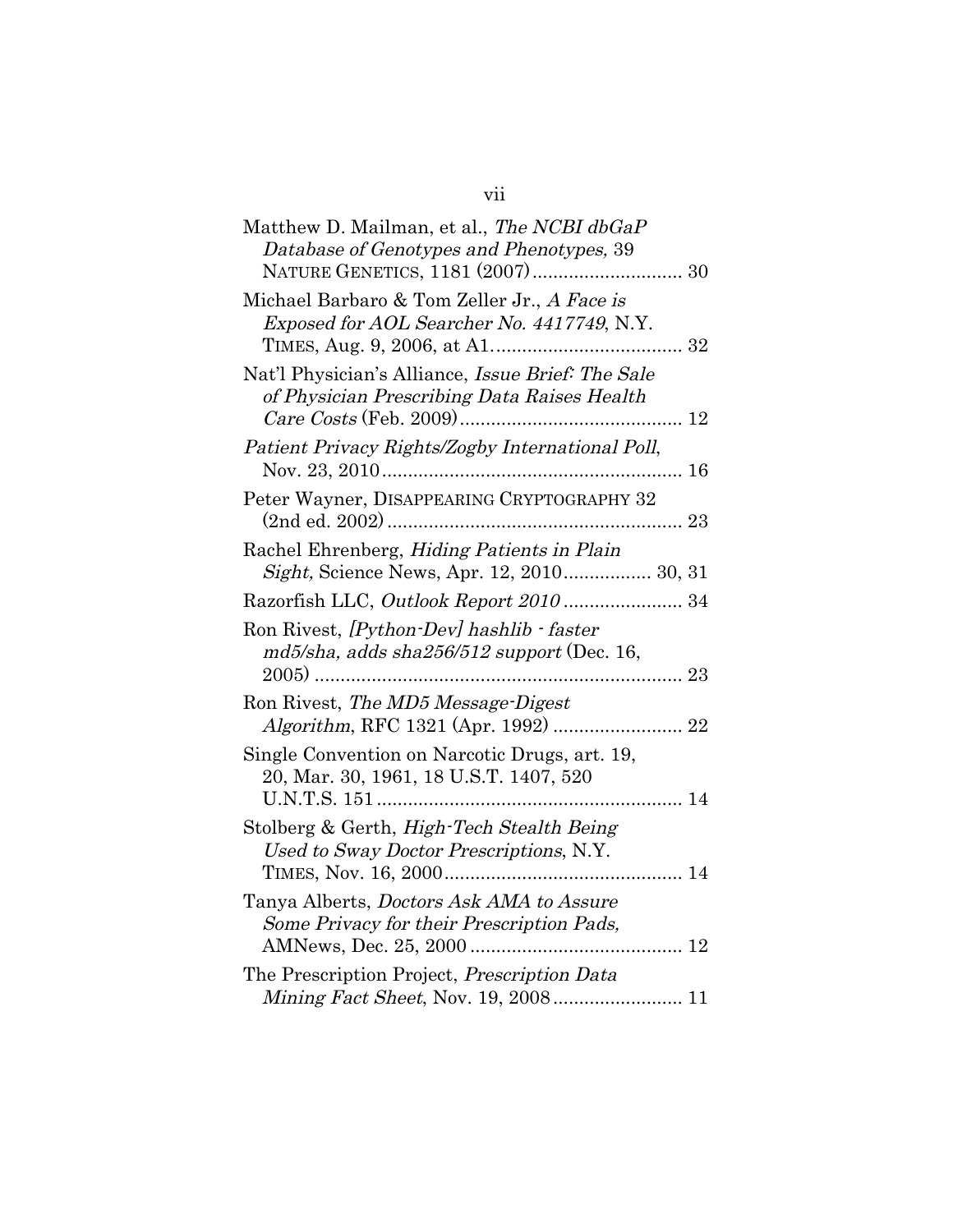Matthew D. Mailman, et al., *The NCBI dbGaP Database of Genotypes and Phenotypes,* 39 NATURE GENETICS, 1181 (2007) ............................ 30

Michael Barbaro & Tom Zeller Jr., *A Face is Exposed for AOL Searcher No. 4417749*, N.Y. TIMES, Aug. 9, 2006, at A1.................................... 32

Nat'l Physician's Alliance, *Issue Brief: The Sale of Physician Prescribing Data Raises Health Care Costs* (Feb. 2009).......................................... 12

*Patient Privacy Rights/Zogby International Poll*, Nov. 23, 2010......................................................... 16

Peter Wayner, DISAPPEARING CRYPTOGRAPHY 32 (2nd ed. 2002)........................................................ 23

Rachel Ehrenberg, *Hiding Patients in Plain Sight,* Science News, Apr. 12, 2010................ 30, 31

Razorfish LLC, *Outlook Report 2010* ....................... 34

Ron Rivest, *[Python-Dev] hashlib - faster md5/sha, adds sha256/512 support* (Dec. 16, 2005) ...................................................................... 23

Ron Rivest, *The MD5 Message-Digest Algorithm*, RFC 1321 (Apr. 1992) ......................... 22

Single Convention on Narcotic Drugs, art. 19, 20, Mar. 30, 1961, 18 U.S.T. 1407, 520 U.N.T.S. 151.......................................................... 14

Stolberg & Gerth, *High-Tech Stealth Being Used to Sway Doctor Prescriptions*, N.Y. TIMES, Nov. 16, 2000............................................. 14

Tanya Alberts, *Doctors Ask AMA to Assure Some Privacy for their Prescription Pads,* AMNews, Dec. 25, 2000 ......................................... 12

The Prescription Project, *Prescription Data Mining Fact Sheet*, Nov. 19, 2008......................... 11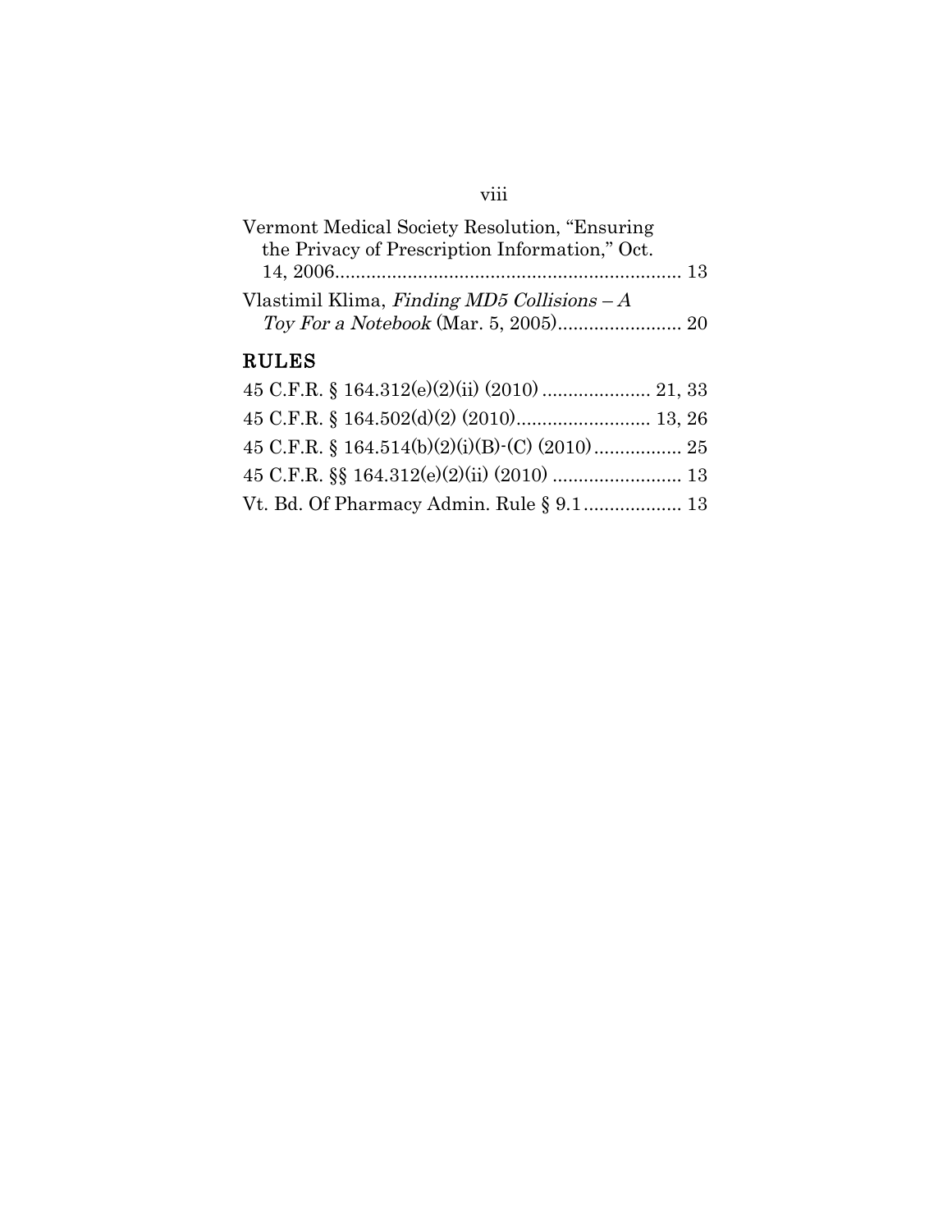Vermont Medical Society Resolution, "Ensuring the Privacy of Prescription Information," Oct. 14, 2006 .................................................................... 13

Vlastimil Klima, *Finding MD5 Collisions – A Toy For a Notebook* (Mar. 5, 2005) ........................ 20

## RULES

45 C.F.R. § 164.312(e)(2)(ii) (2010) ..................... 21, 33

45 C.F.R. § 164.502(d)(2) (2010) .......................... 13, 26

45 C.F.R. § 164.514(b)(2)(i)(B)-(C) (2010) ................. 25

45 C.F.R. §§ 164.312(e)(2)(ii) (2010) ......................... 13

Vt. Bd. Of Pharmacy Admin. Rule § 9.1 ................... 13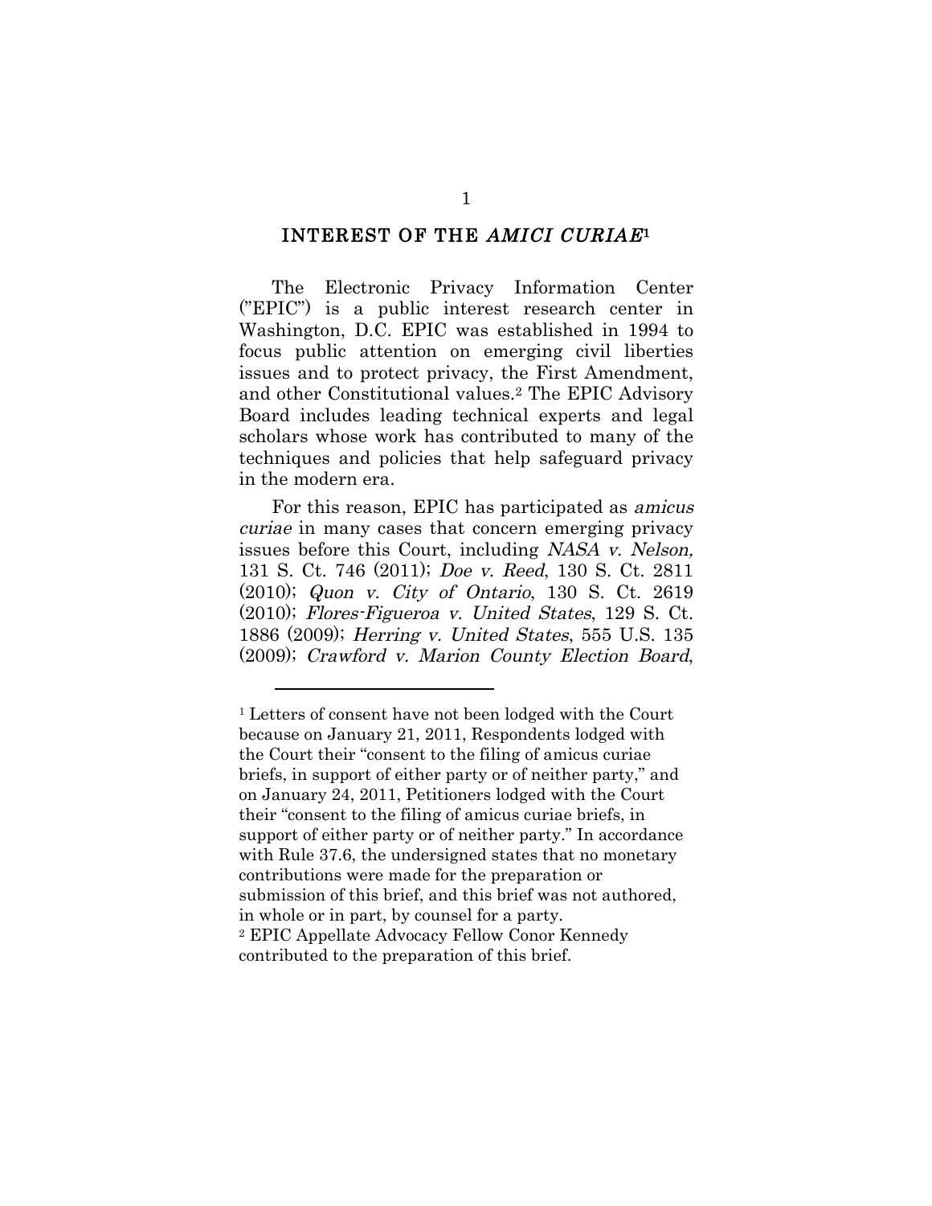## INTEREST OF THE *AMICI CURIAE*[1]

The Electronic Privacy Information Center ("EPIC") is a public interest research center in Washington, D.C. EPIC was established in 1994 to focus public attention on emerging civil liberties issues and to protect privacy, the First Amendment, and other Constitutional values.[2] The EPIC Advisory Board includes leading technical experts and legal scholars whose work has contributed to many of the techniques and policies that help safeguard privacy in the modern era.

For this reason, EPIC has participated as *amicus curiae* in many cases that concern emerging privacy issues before this Court, including *NASA v. Nelson,* 131 S. Ct. 746 (2011); *Doe v. Reed*, 130 S. Ct. 2811 (2010); *Quon v. City of Ontario*, 130 S. Ct. 2619 (2010); *Flores-Figueroa v. United States*, 129 S. Ct. 1886 (2009); *Herring v. United States*, 555 U.S. 135 (2009); *Crawford v. Marion County Election Board*,

---

[1] Letters of consent have not been lodged with the Court because on January 21, 2011, Respondents lodged with the Court their "consent to the filing of amicus curiae briefs, in support of either party or of neither party," and on January 24, 2011, Petitioners lodged with the Court their "consent to the filing of amicus curiae briefs, in support of either party or of neither party." In accordance with Rule 37.6, the undersigned states that no monetary contributions were made for the preparation or submission of this brief, and this brief was not authored, in whole or in part, by counsel for a party.

[2] EPIC Appellate Advocacy Fellow Conor Kennedy contributed to the preparation of this brief.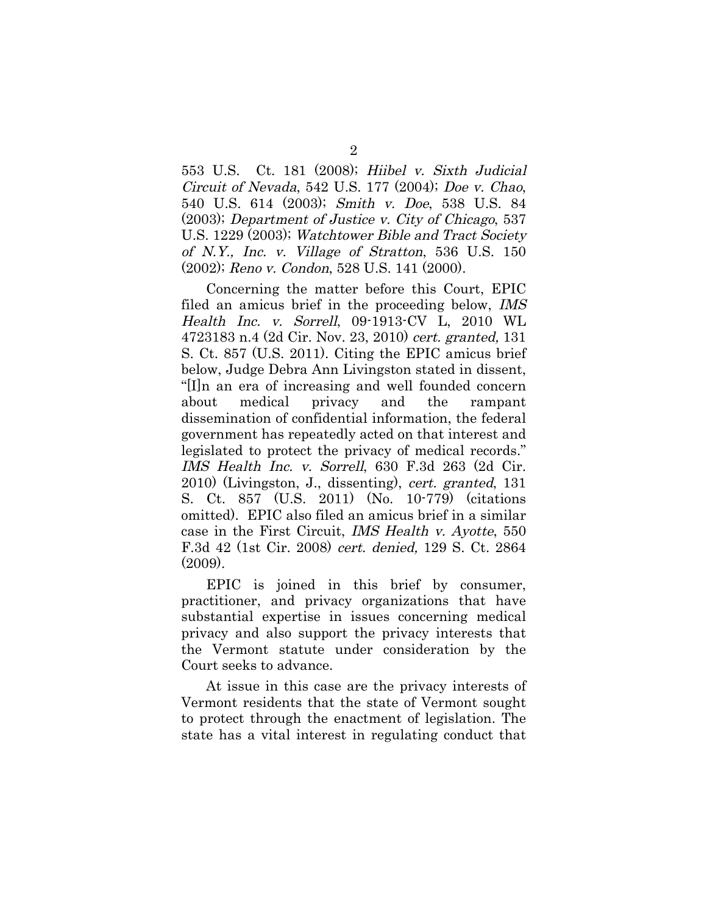553 U.S. Ct. 181 (2008); *Hiibel v. Sixth Judicial Circuit of Nevada*, 542 U.S. 177 (2004); *Doe v. Chao*, 540 U.S. 614 (2003); *Smith v. Doe*, 538 U.S. 84 (2003); *Department of Justice v. City of Chicago*, 537 U.S. 1229 (2003); *Watchtower Bible and Tract Society of N.Y., Inc. v. Village of Stratton*, 536 U.S. 150 (2002); *Reno v. Condon*, 528 U.S. 141 (2000).

Concerning the matter before this Court, EPIC filed an amicus brief in the proceeding below, *IMS Health Inc. v. Sorrell*, 09-1913-CV L, 2010 WL 4723183 n.4 (2d Cir. Nov. 23, 2010) *cert. granted,* 131 S. Ct. 857 (U.S. 2011). Citing the EPIC amicus brief below, Judge Debra Ann Livingston stated in dissent, "[I]n an era of increasing and well founded concern about medical privacy and the rampant dissemination of confidential information, the federal government has repeatedly acted on that interest and legislated to protect the privacy of medical records." *IMS Health Inc. v. Sorrell*, 630 F.3d 263 (2d Cir. 2010) (Livingston, J., dissenting), *cert. granted*, 131 S. Ct. 857 (U.S. 2011) (No. 10-779) (citations omitted). EPIC also filed an amicus brief in a similar case in the First Circuit, *IMS Health v. Ayotte*, 550 F.3d 42 (1st Cir. 2008) *cert. denied,* 129 S. Ct. 2864 (2009).

EPIC is joined in this brief by consumer, practitioner, and privacy organizations that have substantial expertise in issues concerning medical privacy and also support the privacy interests that the Vermont statute under consideration by the Court seeks to advance.

At issue in this case are the privacy interests of Vermont residents that the state of Vermont sought to protect through the enactment of legislation. The state has a vital interest in regulating conduct that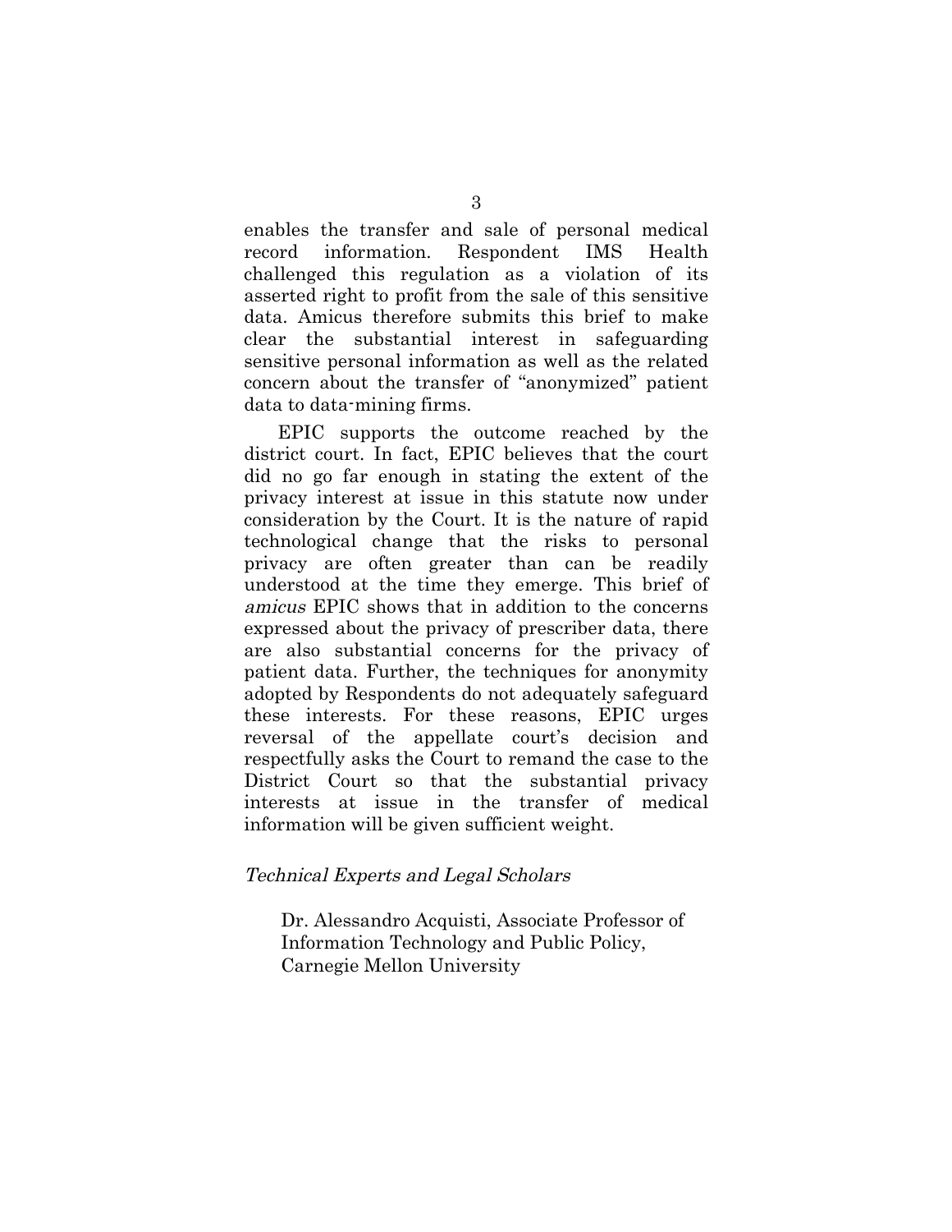enables the transfer and sale of personal medical record information. Respondent IMS Health challenged this regulation as a violation of its asserted right to profit from the sale of this sensitive data. Amicus therefore submits this brief to make clear the substantial interest in safeguarding sensitive personal information as well as the related concern about the transfer of "anonymized" patient data to data-mining firms.

EPIC supports the outcome reached by the district court. In fact, EPIC believes that the court did no go far enough in stating the extent of the privacy interest at issue in this statute now under consideration by the Court. It is the nature of rapid technological change that the risks to personal privacy are often greater than can be readily understood at the time they emerge. This brief of *amicus* EPIC shows that in addition to the concerns expressed about the privacy of prescriber data, there are also substantial concerns for the privacy of patient data. Further, the techniques for anonymity adopted by Respondents do not adequately safeguard these interests. For these reasons, EPIC urges reversal of the appellate court's decision and respectfully asks the Court to remand the case to the District Court so that the substantial privacy interests at issue in the transfer of medical information will be given sufficient weight.

*Technical Experts and Legal Scholars*

Dr. Alessandro Acquisti, Associate Professor of Information Technology and Public Policy, Carnegie Mellon University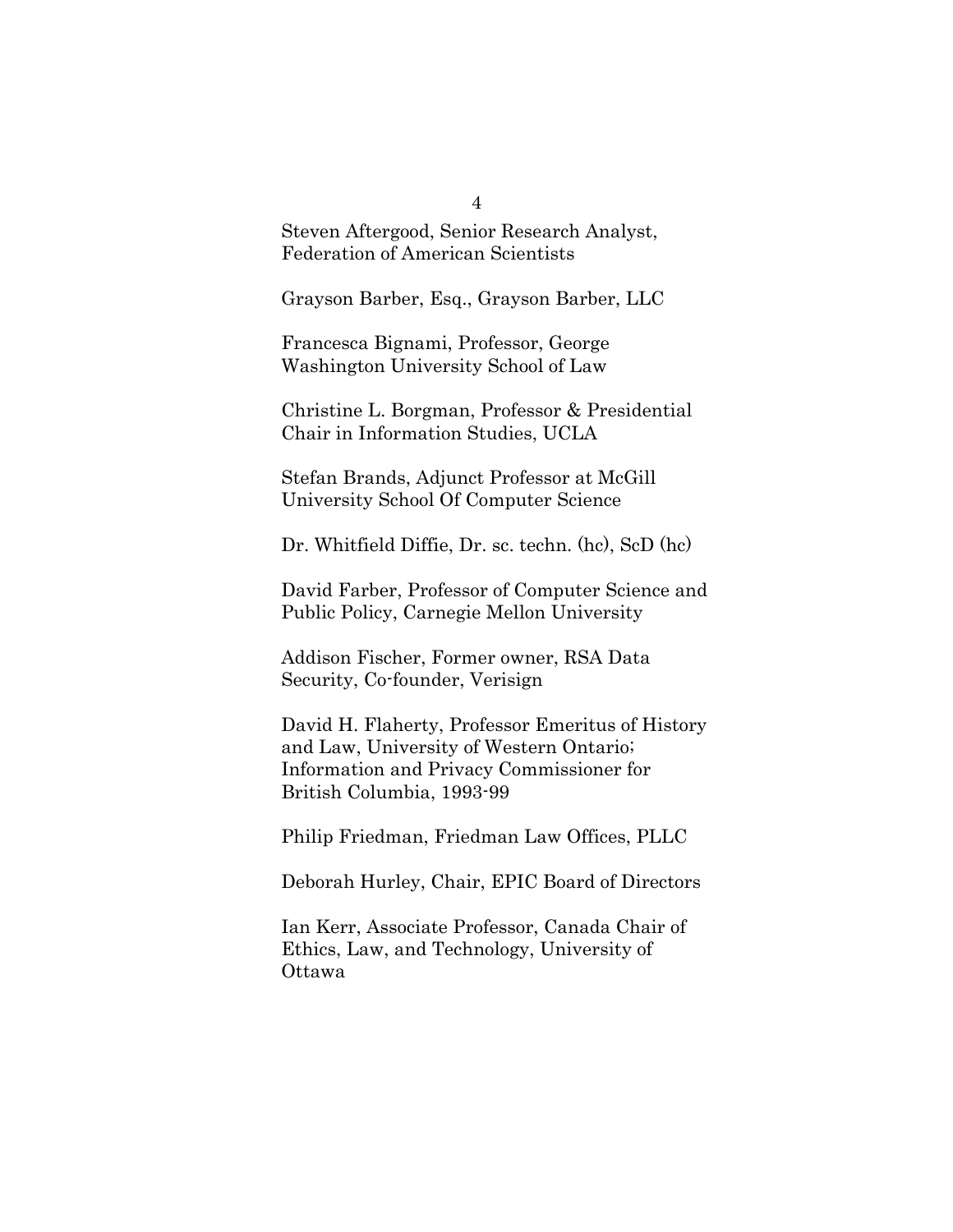Steven Aftergood, Senior Research Analyst, Federation of American Scientists

Grayson Barber, Esq., Grayson Barber, LLC

Francesca Bignami, Professor, George Washington University School of Law

Christine L. Borgman, Professor & Presidential Chair in Information Studies, UCLA

Stefan Brands, Adjunct Professor at McGill University School Of Computer Science

Dr. Whitfield Diffie, Dr. sc. techn. (hc), ScD (hc)

David Farber, Professor of Computer Science and Public Policy, Carnegie Mellon University

Addison Fischer, Former owner, RSA Data Security, Co-founder, Verisign

David H. Flaherty, Professor Emeritus of History and Law, University of Western Ontario; Information and Privacy Commissioner for British Columbia, 1993-99

Philip Friedman, Friedman Law Offices, PLLC

Deborah Hurley, Chair, EPIC Board of Directors

Ian Kerr, Associate Professor, Canada Chair of Ethics, Law, and Technology, University of Ottawa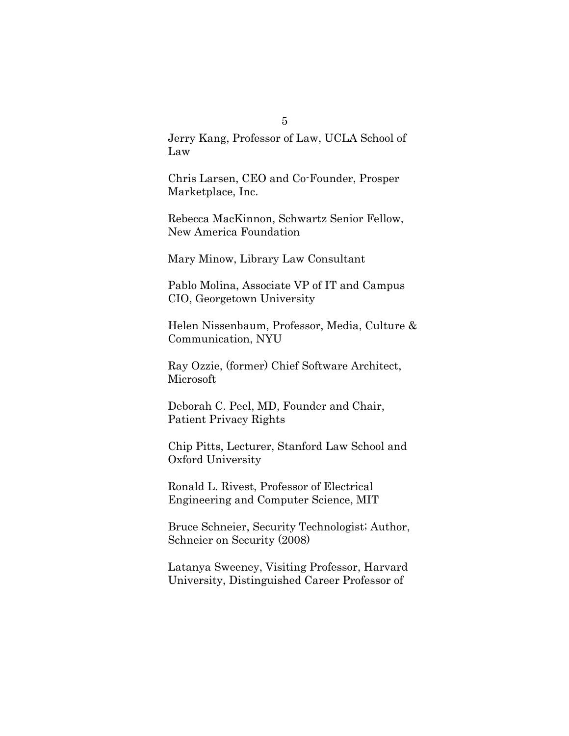Jerry Kang, Professor of Law, UCLA School of Law

Chris Larsen, CEO and Co-Founder, Prosper Marketplace, Inc.

Rebecca MacKinnon, Schwartz Senior Fellow, New America Foundation

Mary Minow, Library Law Consultant

Pablo Molina, Associate VP of IT and Campus CIO, Georgetown University

Helen Nissenbaum, Professor, Media, Culture & Communication, NYU

Ray Ozzie, (former) Chief Software Architect, Microsoft

Deborah C. Peel, MD, Founder and Chair, Patient Privacy Rights

Chip Pitts, Lecturer, Stanford Law School and Oxford University

Ronald L. Rivest, Professor of Electrical Engineering and Computer Science, MIT

Bruce Schneier, Security Technologist; Author, Schneier on Security (2008)

Latanya Sweeney, Visiting Professor, Harvard University, Distinguished Career Professor of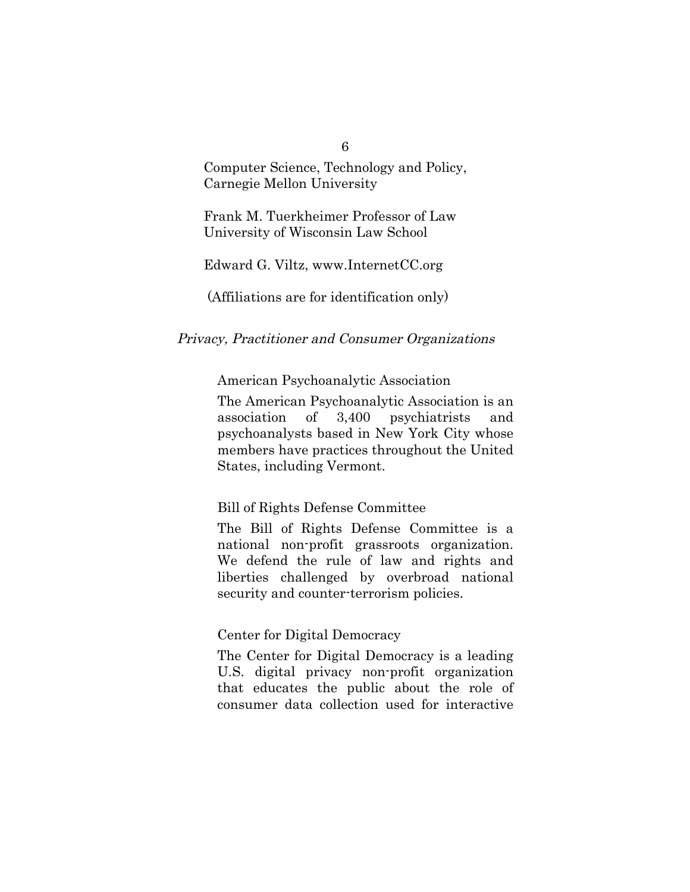Computer Science, Technology and Policy, Carnegie Mellon University

Frank M. Tuerkheimer Professor of Law
University of Wisconsin Law School

Edward G. Viltz, www.InternetCC.org

(Affiliations are for identification only)

*Privacy, Practitioner and Consumer Organizations*

American Psychoanalytic Association

The American Psychoanalytic Association is an association of 3,400 psychiatrists and psychoanalysts based in New York City whose members have practices throughout the United States, including Vermont.

Bill of Rights Defense Committee

The Bill of Rights Defense Committee is a national non-profit grassroots organization. We defend the rule of law and rights and liberties challenged by overbroad national security and counter-terrorism policies.

Center for Digital Democracy

The Center for Digital Democracy is a leading U.S. digital privacy non-profit organization that educates the public about the role of consumer data collection used for interactive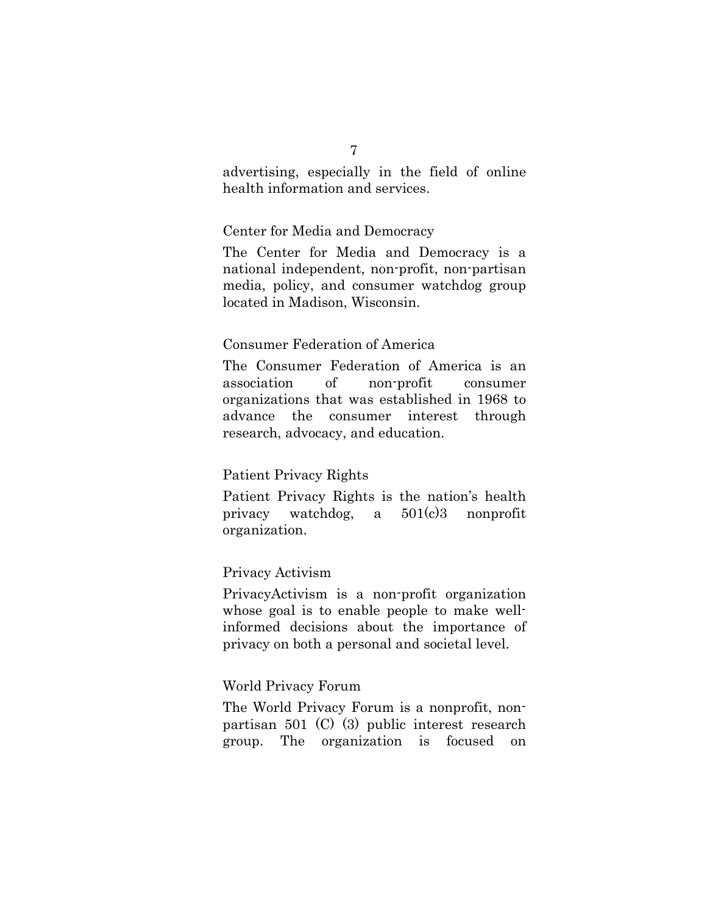advertising, especially in the field of online health information and services.

Center for Media and Democracy

The Center for Media and Democracy is a national independent, non-profit, non-partisan media, policy, and consumer watchdog group located in Madison, Wisconsin.

Consumer Federation of America

The Consumer Federation of America is an association of non-profit consumer organizations that was established in 1968 to advance the consumer interest through research, advocacy, and education.

Patient Privacy Rights

Patient Privacy Rights is the nation's health privacy watchdog, a 501(c)3 nonprofit organization.

Privacy Activism

PrivacyActivism is a non-profit organization whose goal is to enable people to make well-informed decisions about the importance of privacy on both a personal and societal level.

World Privacy Forum

The World Privacy Forum is a nonprofit, non-partisan 501 (C) (3) public interest research group. The organization is focused on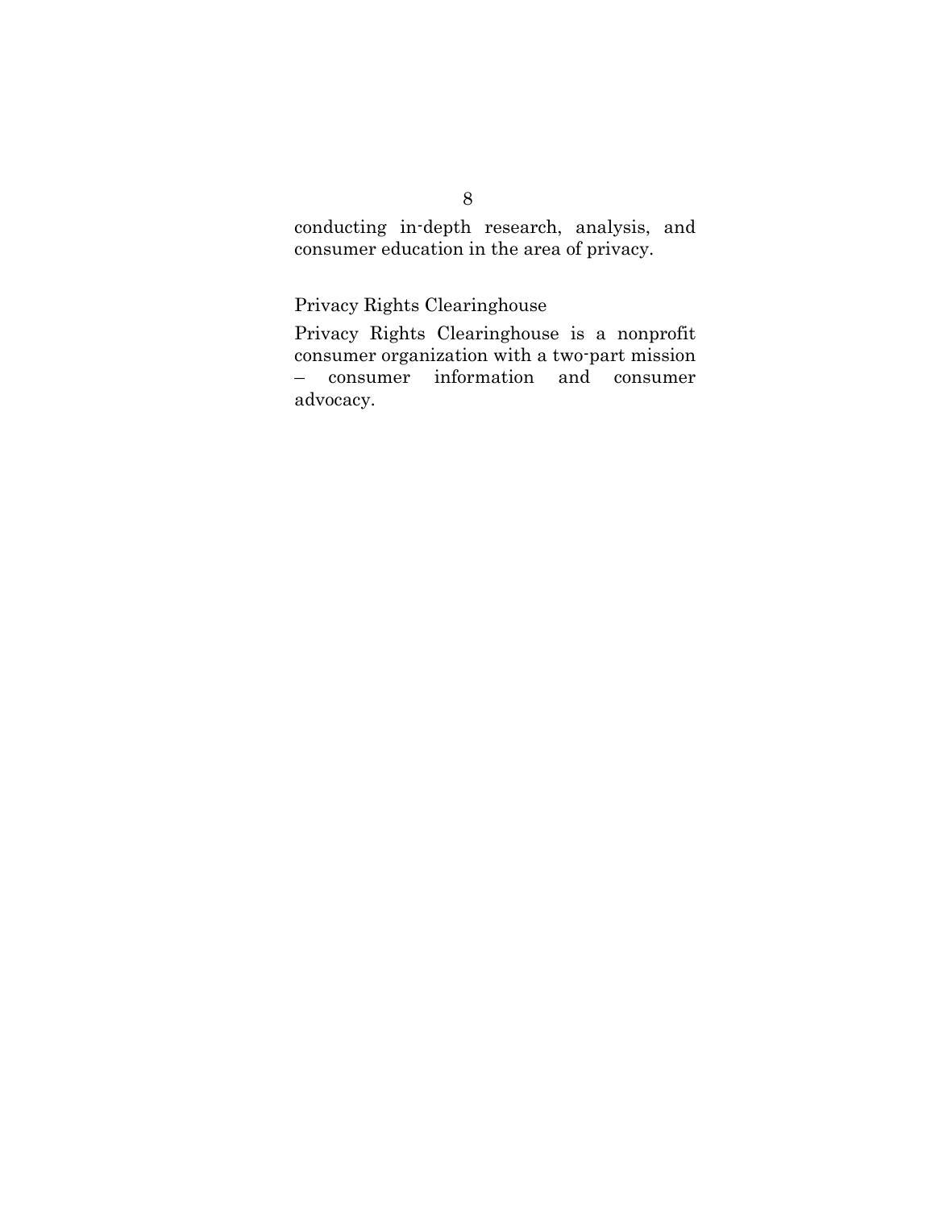conducting in-depth research, analysis, and consumer education in the area of privacy.

Privacy Rights Clearinghouse

Privacy Rights Clearinghouse is a nonprofit consumer organization with a two-part mission – consumer information and consumer advocacy.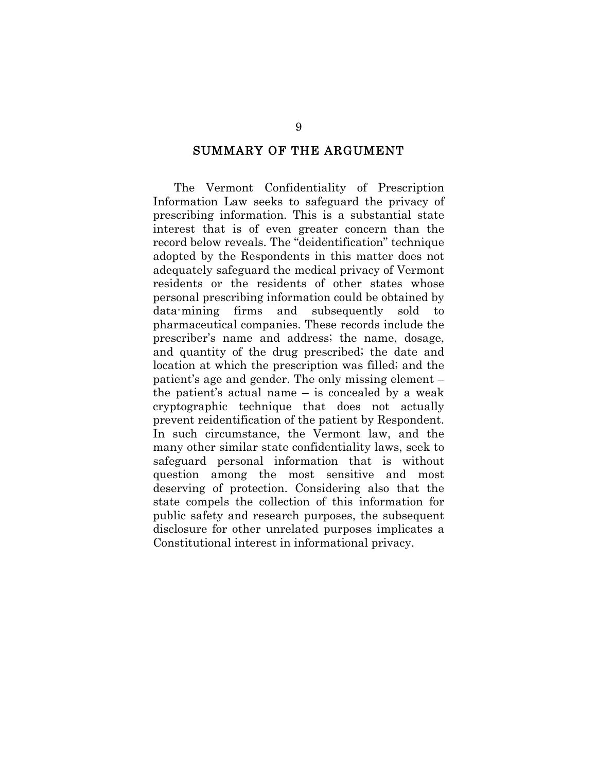## SUMMARY OF THE ARGUMENT

The Vermont Confidentiality of Prescription Information Law seeks to safeguard the privacy of prescribing information. This is a substantial state interest that is of even greater concern than the record below reveals. The "deidentification" technique adopted by the Respondents in this matter does not adequately safeguard the medical privacy of Vermont residents or the residents of other states whose personal prescribing information could be obtained by data-mining firms and subsequently sold to pharmaceutical companies. These records include the prescriber's name and address; the name, dosage, and quantity of the drug prescribed; the date and location at which the prescription was filled; and the patient's age and gender. The only missing element – the patient's actual name – is concealed by a weak cryptographic technique that does not actually prevent reidentification of the patient by Respondent. In such circumstance, the Vermont law, and the many other similar state confidentiality laws, seek to safeguard personal information that is without question among the most sensitive and most deserving of protection. Considering also that the state compels the collection of this information for public safety and research purposes, the subsequent disclosure for other unrelated purposes implicates a Constitutional interest in informational privacy.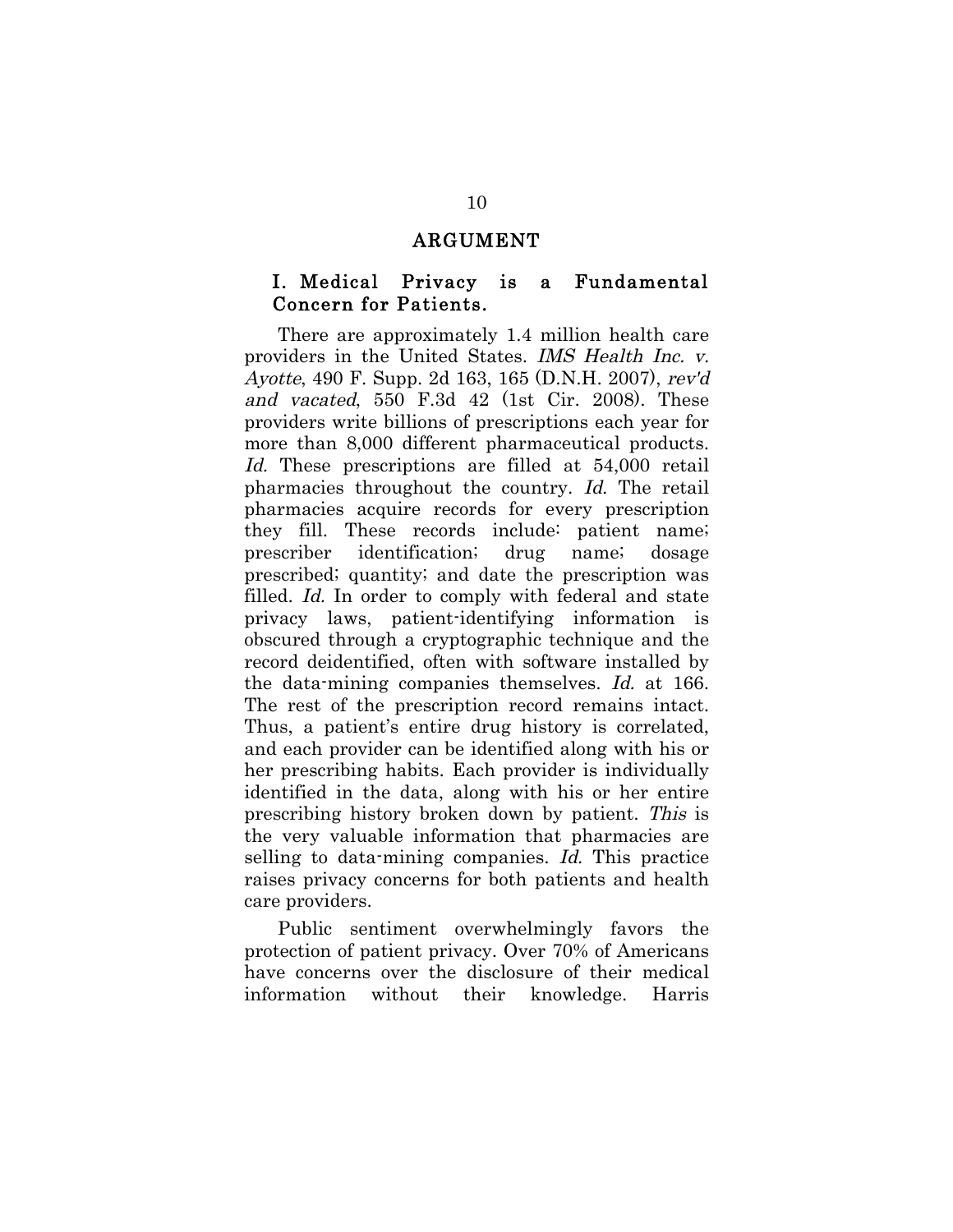# ARGUMENT

## I. Medical Privacy is a Fundamental Concern for Patients.

There are approximately 1.4 million health care providers in the United States. *IMS Health Inc. v. Ayotte*, 490 F. Supp. 2d 163, 165 (D.N.H. 2007), *rev'd and vacated*, 550 F.3d 42 (1st Cir. 2008). These providers write billions of prescriptions each year for more than 8,000 different pharmaceutical products. *Id.* These prescriptions are filled at 54,000 retail pharmacies throughout the country. *Id.* The retail pharmacies acquire records for every prescription they fill. These records include: patient name; prescriber identification; drug name; dosage prescribed; quantity; and date the prescription was filled. *Id.* In order to comply with federal and state privacy laws, patient-identifying information is obscured through a cryptographic technique and the record deidentified, often with software installed by the data-mining companies themselves. *Id.* at 166. The rest of the prescription record remains intact. Thus, a patient's entire drug history is correlated, and each provider can be identified along with his or her prescribing habits. Each provider is individually identified in the data, along with his or her entire prescribing history broken down by patient. *This* is the very valuable information that pharmacies are selling to data-mining companies. *Id.* This practice raises privacy concerns for both patients and health care providers.

Public sentiment overwhelmingly favors the protection of patient privacy. Over 70% of Americans have concerns over the disclosure of their medical information without their knowledge. Harris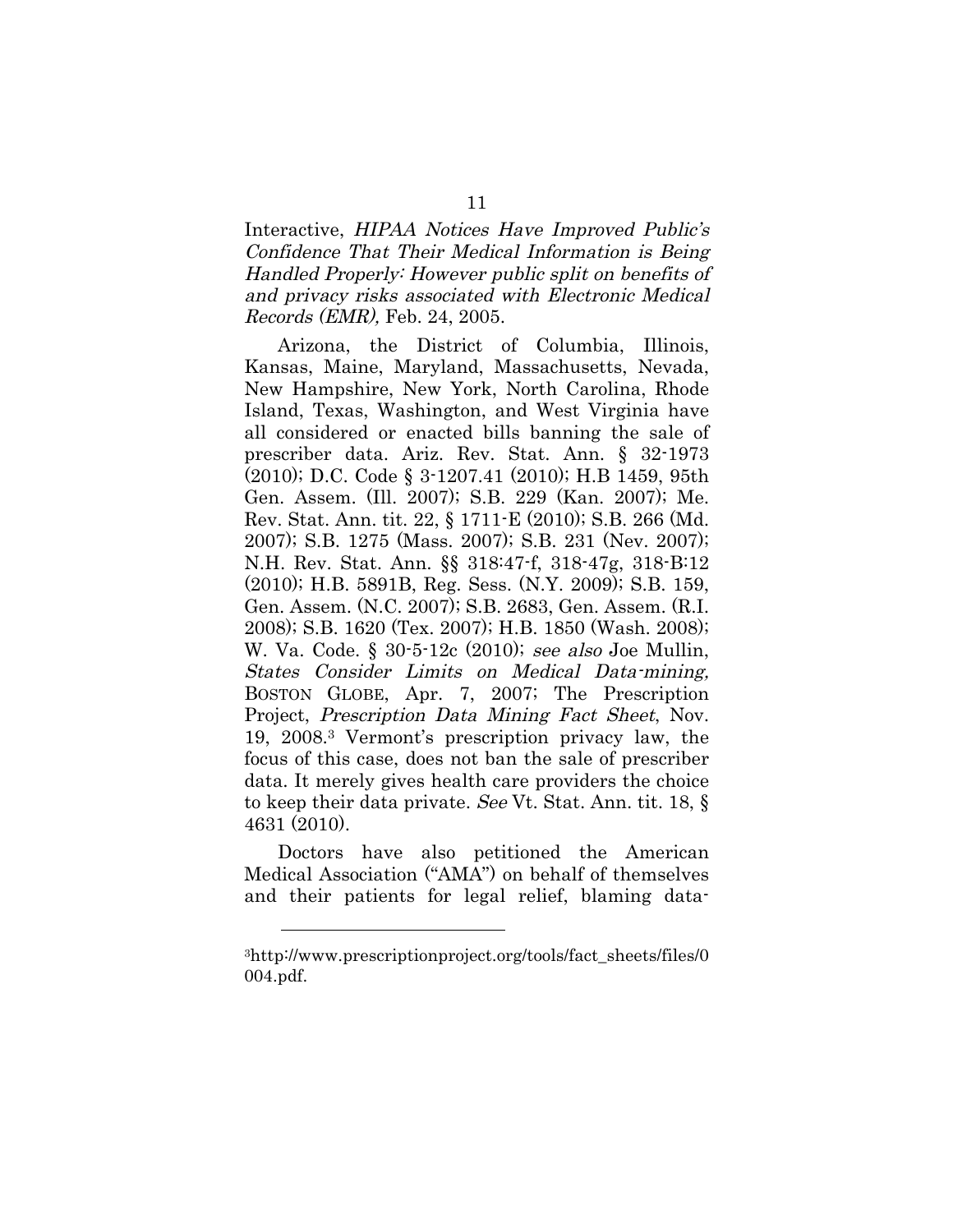Interactive, *HIPAA Notices Have Improved Public's Confidence That Their Medical Information is Being Handled Properly: However public split on benefits of and privacy risks associated with Electronic Medical Records (EMR),* Feb. 24, 2005.

Arizona, the District of Columbia, Illinois, Kansas, Maine, Maryland, Massachusetts, Nevada, New Hampshire, New York, North Carolina, Rhode Island, Texas, Washington, and West Virginia have all considered or enacted bills banning the sale of prescriber data. Ariz. Rev. Stat. Ann. § 32-1973 (2010); D.C. Code § 3-1207.41 (2010); H.B 1459, 95th Gen. Assem. (Ill. 2007); S.B. 229 (Kan. 2007); Me. Rev. Stat. Ann. tit. 22, § 1711-E (2010); S.B. 266 (Md. 2007); S.B. 1275 (Mass. 2007); S.B. 231 (Nev. 2007); N.H. Rev. Stat. Ann. §§ 318:47-f, 318-47g, 318-B:12 (2010); H.B. 5891B, Reg. Sess. (N.Y. 2009); S.B. 159, Gen. Assem. (N.C. 2007); S.B. 2683, Gen. Assem. (R.I. 2008); S.B. 1620 (Tex. 2007); H.B. 1850 (Wash. 2008); W. Va. Code. § 30-5-12c (2010); *see also* Joe Mullin, *States Consider Limits on Medical Data-mining,* BOSTON GLOBE, Apr. 7, 2007; The Prescription Project, *Prescription Data Mining Fact Sheet*, Nov. 19, 2008.[3] Vermont's prescription privacy law, the focus of this case, does not ban the sale of prescriber data. It merely gives health care providers the choice to keep their data private. *See* Vt. Stat. Ann. tit. 18, § 4631 (2010).

Doctors have also petitioned the American Medical Association ("AMA") on behalf of themselves and their patients for legal relief, blaming data-

---

[3]http://www.prescriptionproject.org/tools/fact_sheets/files/0004.pdf.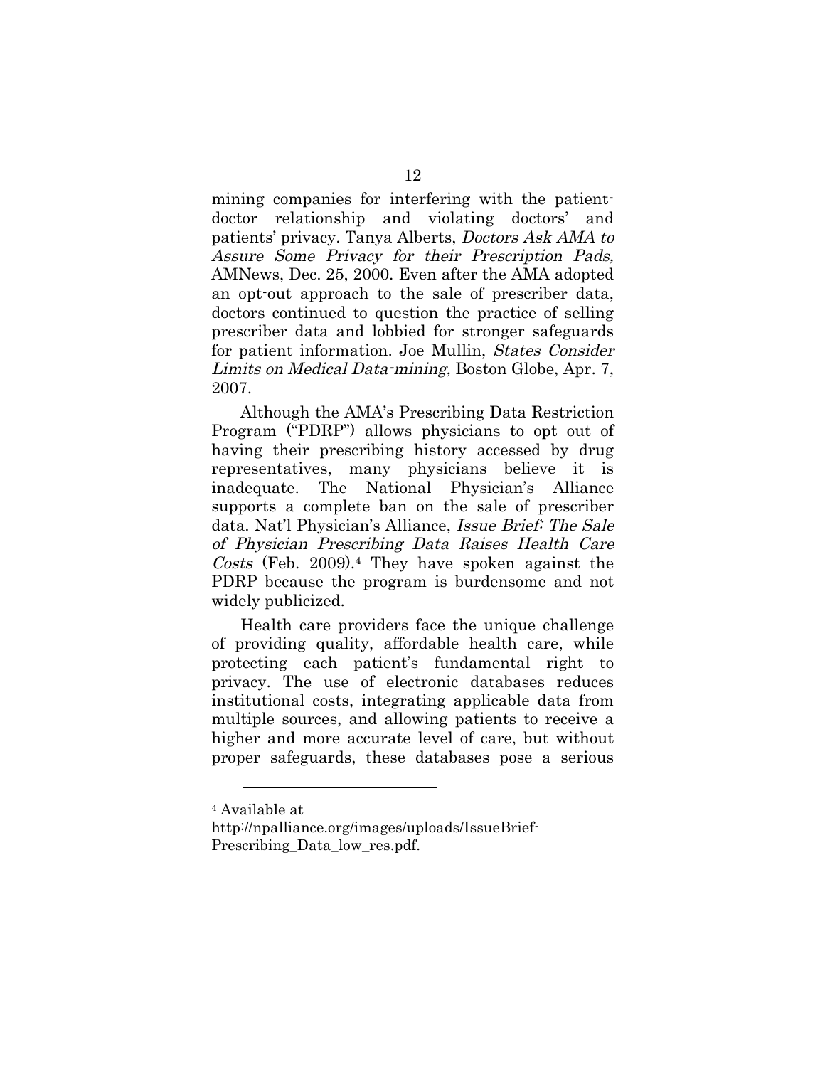mining companies for interfering with the patient-doctor relationship and violating doctors' and patients' privacy. Tanya Alberts, *Doctors Ask AMA to Assure Some Privacy for their Prescription Pads,* AMNews, Dec. 25, 2000. Even after the AMA adopted an opt-out approach to the sale of prescriber data, doctors continued to question the practice of selling prescriber data and lobbied for stronger safeguards for patient information. Joe Mullin, *States Consider Limits on Medical Data-mining,* Boston Globe, Apr. 7, 2007.

Although the AMA's Prescribing Data Restriction Program ("PDRP") allows physicians to opt out of having their prescribing history accessed by drug representatives, many physicians believe it is inadequate. The National Physician's Alliance supports a complete ban on the sale of prescriber data. Nat'l Physician's Alliance, *Issue Brief: The Sale of Physician Prescribing Data Raises Health Care Costs* (Feb. 2009).[4] They have spoken against the PDRP because the program is burdensome and not widely publicized.

Health care providers face the unique challenge of providing quality, affordable health care, while protecting each patient's fundamental right to privacy. The use of electronic databases reduces institutional costs, integrating applicable data from multiple sources, and allowing patients to receive a higher and more accurate level of care, but without proper safeguards, these databases pose a serious

---

[4] Available at
http://npalliance.org/images/uploads/IssueBrief-Prescribing_Data_low_res.pdf.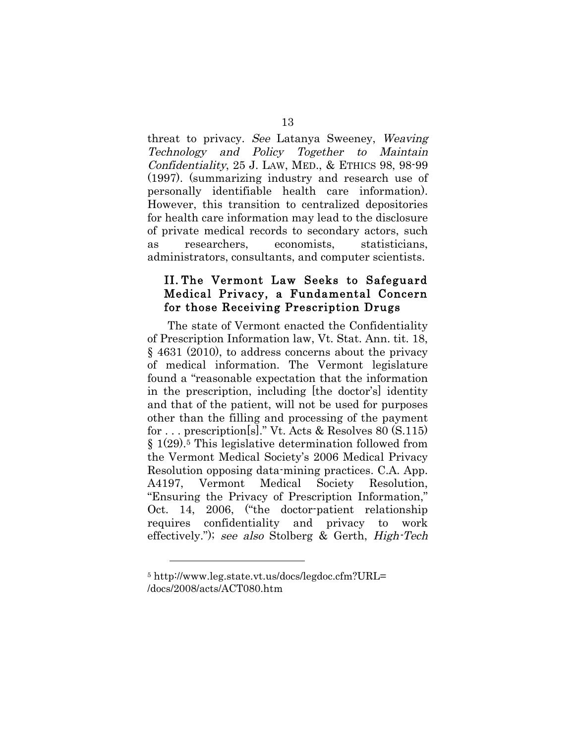threat to privacy. *See* Latanya Sweeney, *Weaving Technology and Policy Together to Maintain Confidentiality*, 25 J. LAW, MED., & ETHICS 98, 98-99 (1997). (summarizing industry and research use of personally identifiable health care information). However, this transition to centralized depositories for health care information may lead to the disclosure of private medical records to secondary actors, such as researchers, economists, statisticians, administrators, consultants, and computer scientists.

## II. The Vermont Law Seeks to Safeguard Medical Privacy, a Fundamental Concern for those Receiving Prescription Drugs

The state of Vermont enacted the Confidentiality of Prescription Information law, Vt. Stat. Ann. tit. 18, § 4631 (2010), to address concerns about the privacy of medical information. The Vermont legislature found a "reasonable expectation that the information in the prescription, including [the doctor's] identity and that of the patient, will not be used for purposes other than the filling and processing of the payment for . . . prescription[s]." Vt. Acts & Resolves 80 (S.115) § 1(29).[5] This legislative determination followed from the Vermont Medical Society's 2006 Medical Privacy Resolution opposing data-mining practices. C.A. App. A4197, Vermont Medical Society Resolution, "Ensuring the Privacy of Prescription Information," Oct. 14, 2006, ("the doctor-patient relationship requires confidentiality and privacy to work effectively."); *see also* Stolberg & Gerth, *High-Tech*

---

[5] http://www.leg.state.vt.us/docs/legdoc.cfm?URL=/docs/2008/acts/ACT080.htm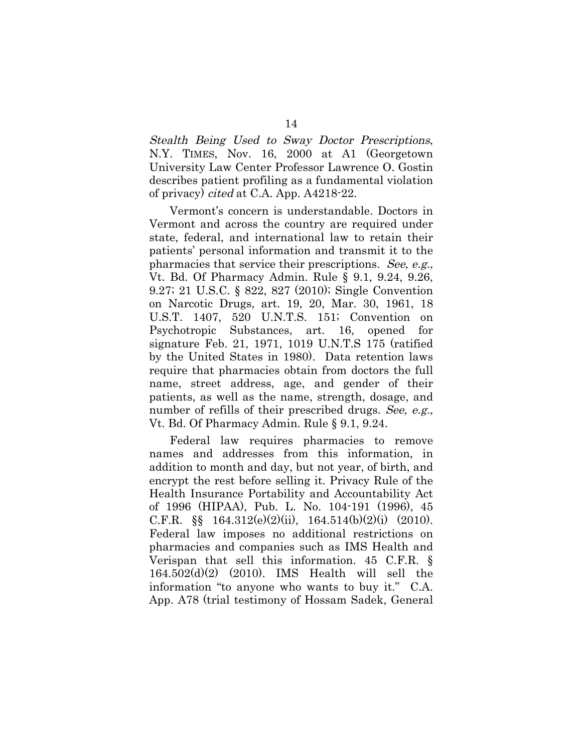*Stealth Being Used to Sway Doctor Prescriptions*, N.Y. TIMES, Nov. 16, 2000 at A1 (Georgetown University Law Center Professor Lawrence O. Gostin describes patient profiling as a fundamental violation of privacy) *cited* at C.A. App. A4218-22.

Vermont's concern is understandable. Doctors in Vermont and across the country are required under state, federal, and international law to retain their patients' personal information and transmit it to the pharmacies that service their prescriptions. *See, e.g.,* Vt. Bd. Of Pharmacy Admin. Rule § 9.1, 9.24, 9.26, 9.27; 21 U.S.C. § 822, 827 (2010); Single Convention on Narcotic Drugs, art. 19, 20, Mar. 30, 1961, 18 U.S.T. 1407, 520 U.N.T.S. 151; Convention on Psychotropic Substances, art. 16, opened for signature Feb. 21, 1971, 1019 U.N.T.S 175 (ratified by the United States in 1980). Data retention laws require that pharmacies obtain from doctors the full name, street address, age, and gender of their patients, as well as the name, strength, dosage, and number of refills of their prescribed drugs. *See, e.g.,* Vt. Bd. Of Pharmacy Admin. Rule § 9.1, 9.24.

Federal law requires pharmacies to remove names and addresses from this information, in addition to month and day, but not year, of birth, and encrypt the rest before selling it. Privacy Rule of the Health Insurance Portability and Accountability Act of 1996 (HIPAA), Pub. L. No. 104-191 (1996), 45 C.F.R. §§ 164.312(e)(2)(ii), 164.514(b)(2)(i) (2010). Federal law imposes no additional restrictions on pharmacies and companies such as IMS Health and Verispan that sell this information. 45 C.F.R. § 164.502(d)(2) (2010). IMS Health will sell the information "to anyone who wants to buy it." C.A. App. A78 (trial testimony of Hossam Sadek, General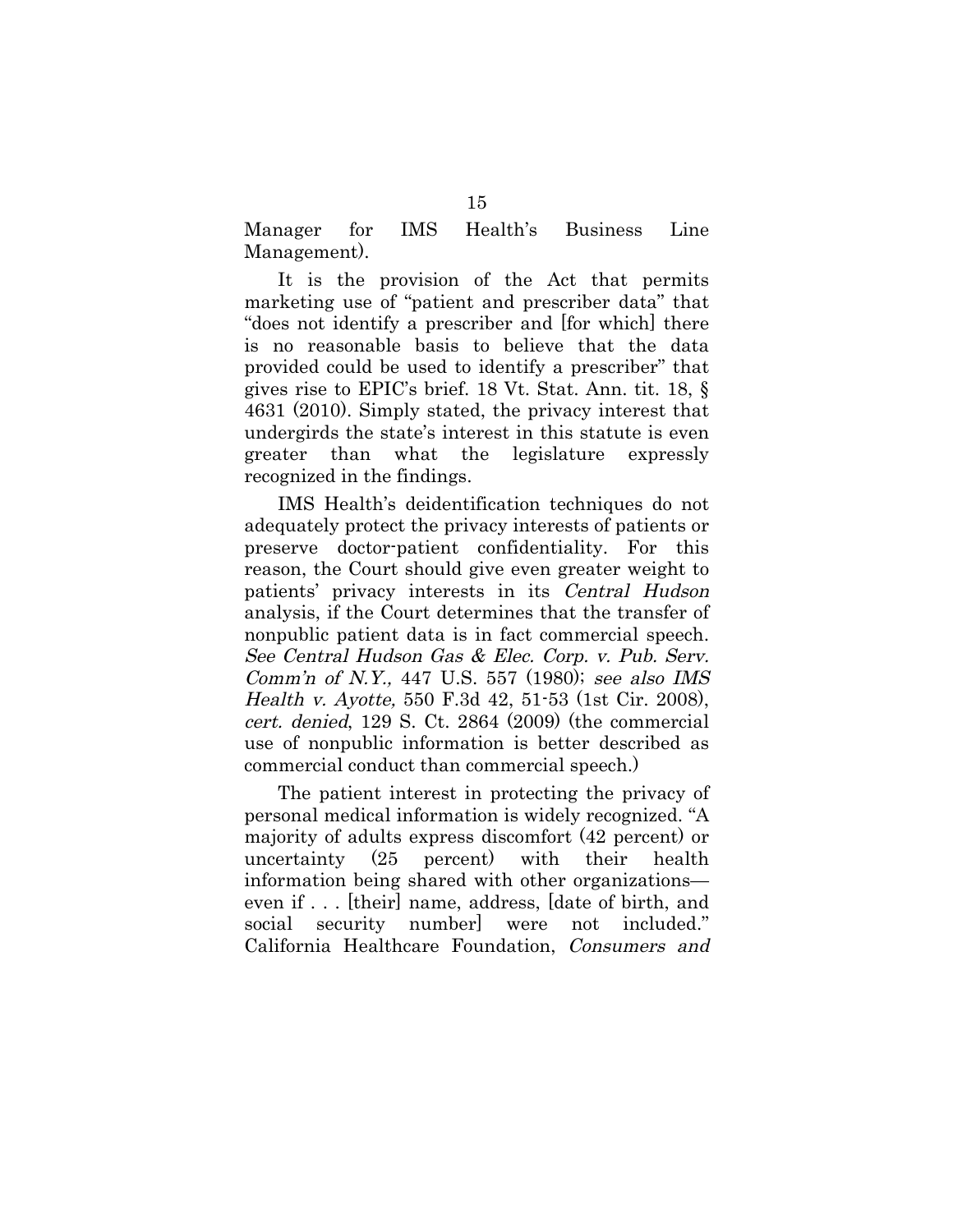Manager for IMS Health's Business Line Management).

It is the provision of the Act that permits marketing use of "patient and prescriber data" that "does not identify a prescriber and [for which] there is no reasonable basis to believe that the data provided could be used to identify a prescriber" that gives rise to EPIC's brief. 18 Vt. Stat. Ann. tit. 18, § 4631 (2010). Simply stated, the privacy interest that undergirds the state's interest in this statute is even greater than what the legislature expressly recognized in the findings.

IMS Health's deidentification techniques do not adequately protect the privacy interests of patients or preserve doctor-patient confidentiality. For this reason, the Court should give even greater weight to patients' privacy interests in its *Central Hudson* analysis, if the Court determines that the transfer of nonpublic patient data is in fact commercial speech. *See Central Hudson Gas & Elec. Corp. v. Pub. Serv. Comm'n of N.Y.,* 447 U.S. 557 (1980); *see also IMS Health v. Ayotte,* 550 F.3d 42, 51-53 (1st Cir. 2008), *cert. denied*, 129 S. Ct. 2864 (2009) (the commercial use of nonpublic information is better described as commercial conduct than commercial speech.)

The patient interest in protecting the privacy of personal medical information is widely recognized. "A majority of adults express discomfort (42 percent) or uncertainty (25 percent) with their health information being shared with other organizations—even if . . . [their] name, address, [date of birth, and social security number] were not included." California Healthcare Foundation, *Consumers and*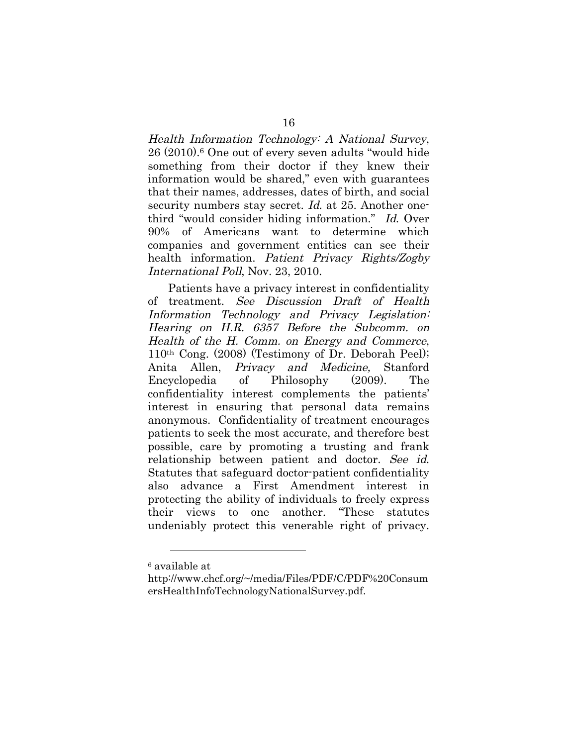*Health Information Technology: A National Survey*, 26 (2010).[6] One out of every seven adults "would hide something from their doctor if they knew their information would be shared," even with guarantees that their names, addresses, dates of birth, and social security numbers stay secret. *Id.* at 25. Another one-third "would consider hiding information." *Id.* Over 90% of Americans want to determine which companies and government entities can see their health information. *Patient Privacy Rights/Zogby International Poll*, Nov. 23, 2010.

Patients have a privacy interest in confidentiality of treatment. *See Discussion Draft of Health Information Technology and Privacy Legislation: Hearing on H.R. 6357 Before the Subcomm. on Health of the H. Comm. on Energy and Commerce*, 110th Cong. (2008) (Testimony of Dr. Deborah Peel); Anita Allen, *Privacy and Medicine,* Stanford Encyclopedia of Philosophy (2009). The confidentiality interest complements the patients' interest in ensuring that personal data remains anonymous. Confidentiality of treatment encourages patients to seek the most accurate, and therefore best possible, care by promoting a trusting and frank relationship between patient and doctor. *See id.* Statutes that safeguard doctor-patient confidentiality also advance a First Amendment interest in protecting the ability of individuals to freely express their views to one another. "These statutes undeniably protect this venerable right of privacy.

---

[6] available at http://www.chcf.org/~/media/Files/PDF/C/PDF%20ConsumersHealthInfoTechnologyNationalSurvey.pdf.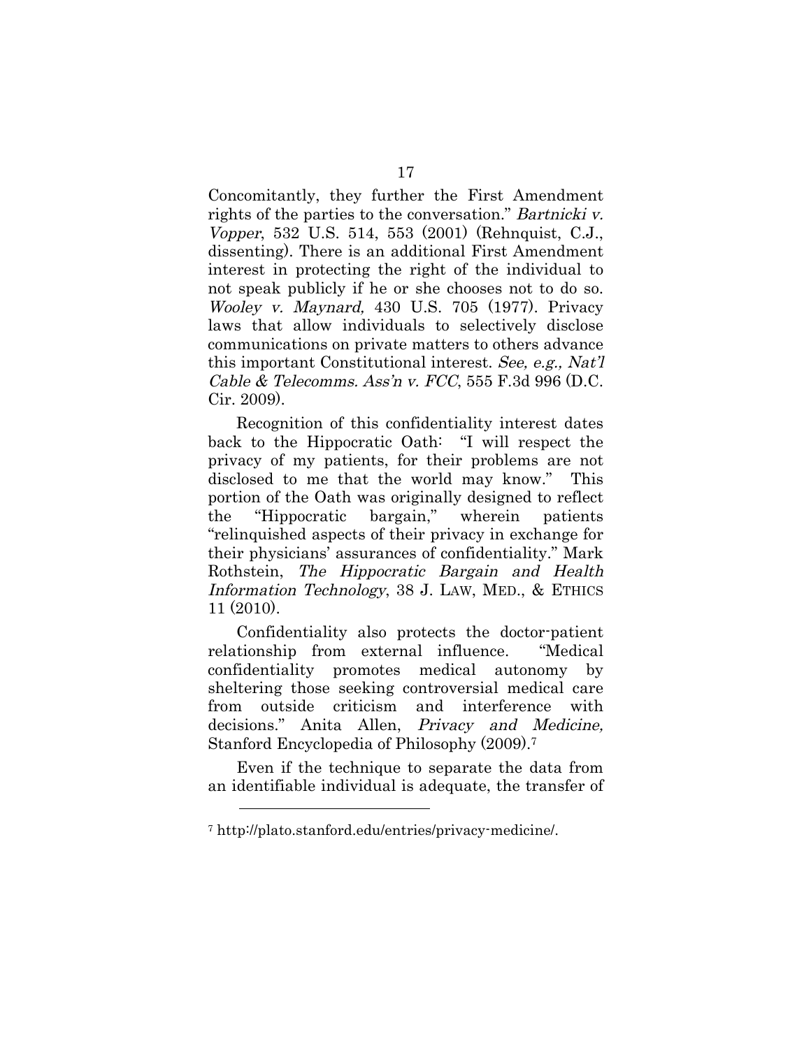Concomitantly, they further the First Amendment rights of the parties to the conversation." *Bartnicki v. Vopper*, 532 U.S. 514, 553 (2001) (Rehnquist, C.J., dissenting). There is an additional First Amendment interest in protecting the right of the individual to not speak publicly if he or she chooses not to do so. *Wooley v. Maynard,* 430 U.S. 705 (1977). Privacy laws that allow individuals to selectively disclose communications on private matters to others advance this important Constitutional interest. *See, e.g., Nat'l Cable & Telecomms. Ass'n v. FCC*, 555 F.3d 996 (D.C. Cir. 2009).

Recognition of this confidentiality interest dates back to the Hippocratic Oath: "I will respect the privacy of my patients, for their problems are not disclosed to me that the world may know." This portion of the Oath was originally designed to reflect the "Hippocratic bargain," wherein patients "relinquished aspects of their privacy in exchange for their physicians' assurances of confidentiality." Mark Rothstein, *The Hippocratic Bargain and Health Information Technology*, 38 J. LAW, MED., & ETHICS 11 (2010).

Confidentiality also protects the doctor-patient relationship from external influence. "Medical confidentiality promotes medical autonomy by sheltering those seeking controversial medical care from outside criticism and interference with decisions." Anita Allen, *Privacy and Medicine,* Stanford Encyclopedia of Philosophy (2009).[7]

Even if the technique to separate the data from an identifiable individual is adequate, the transfer of

---

[7] http://plato.stanford.edu/entries/privacy-medicine/.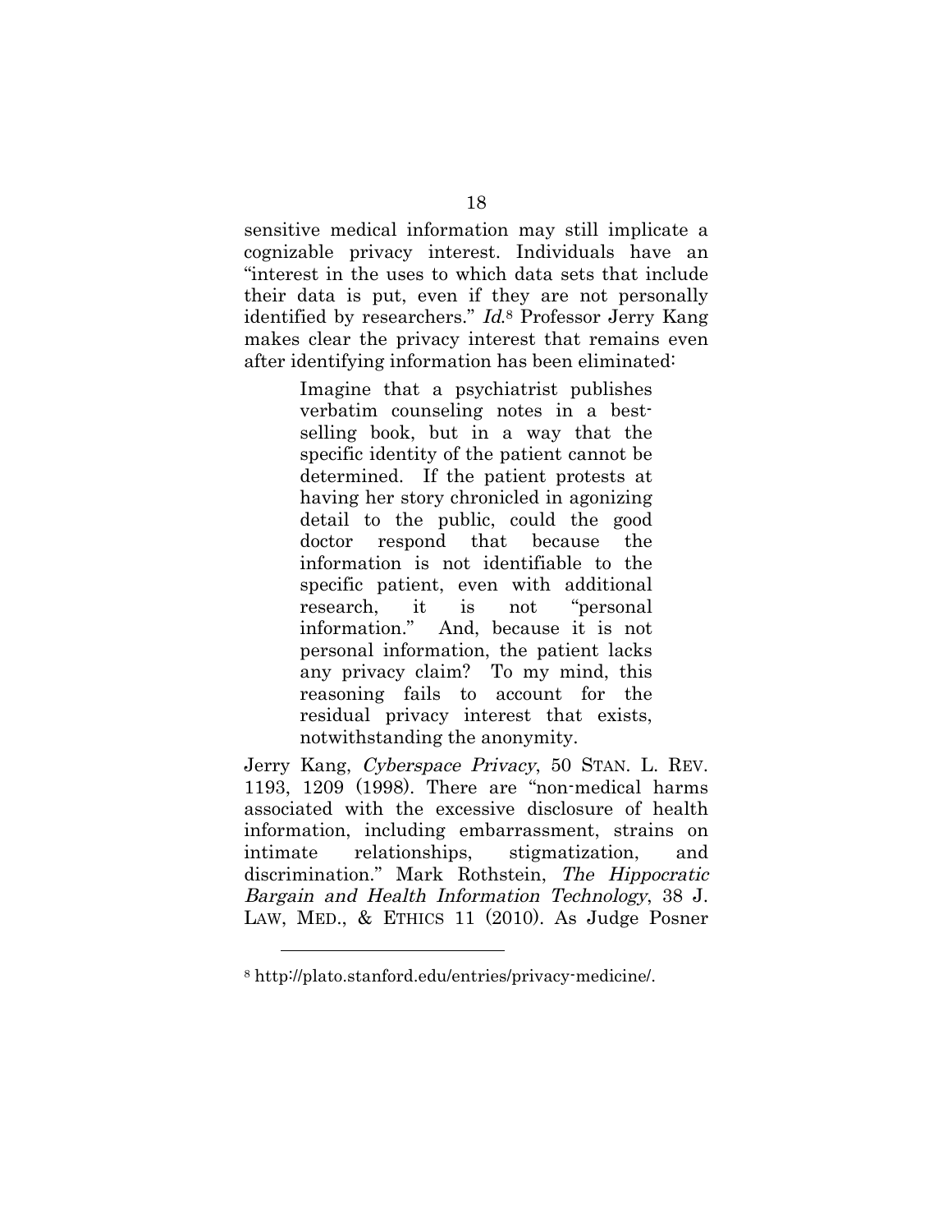sensitive medical information may still implicate a cognizable privacy interest. Individuals have an "interest in the uses to which data sets that include their data is put, even if they are not personally identified by researchers." *Id.*[8] Professor Jerry Kang makes clear the privacy interest that remains even after identifying information has been eliminated:

> Imagine that a psychiatrist publishes verbatim counseling notes in a best-selling book, but in a way that the specific identity of the patient cannot be determined. If the patient protests at having her story chronicled in agonizing detail to the public, could the good doctor respond that because the information is not identifiable to the specific patient, even with additional research, it is not "personal information." And, because it is not personal information, the patient lacks any privacy claim? To my mind, this reasoning fails to account for the residual privacy interest that exists, notwithstanding the anonymity.

Jerry Kang, *Cyberspace Privacy*, 50 STAN. L. REV. 1193, 1209 (1998). There are "non-medical harms associated with the excessive disclosure of health information, including embarrassment, strains on intimate relationships, stigmatization, and discrimination." Mark Rothstein, *The Hippocratic Bargain and Health Information Technology*, 38 J. LAW, MED., & ETHICS 11 (2010). As Judge Posner

---

[8] http://plato.stanford.edu/entries/privacy-medicine/.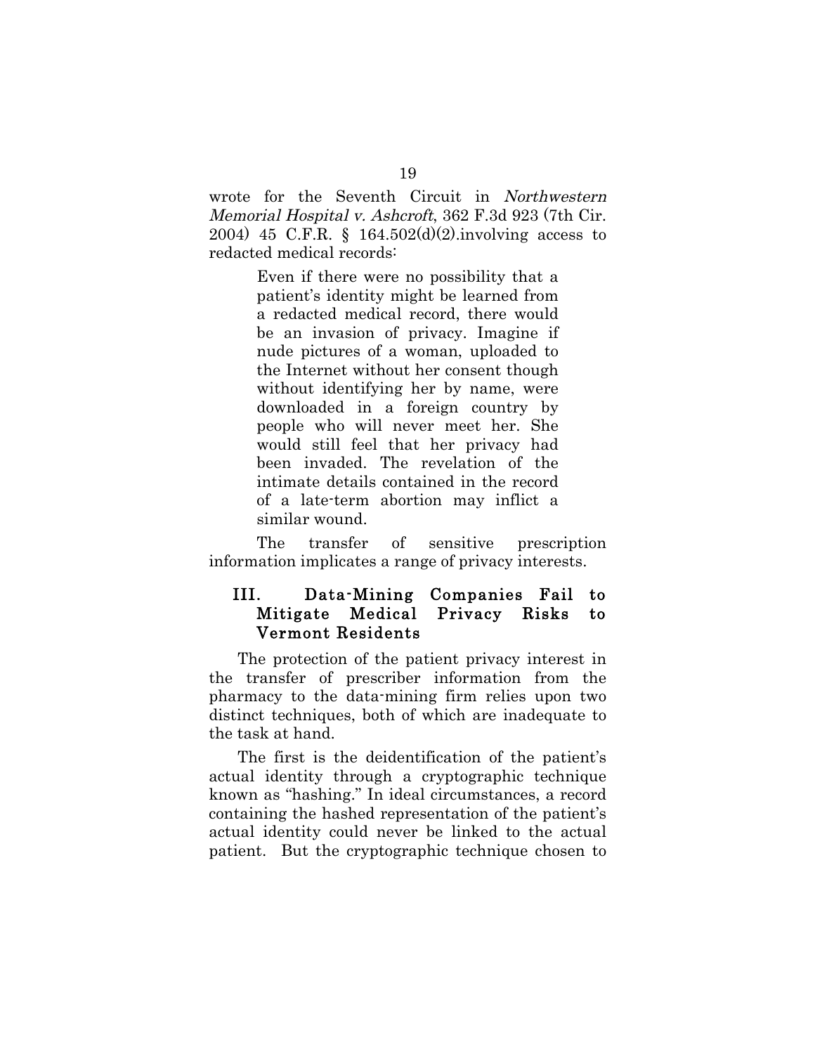wrote for the Seventh Circuit in *Northwestern Memorial Hospital v. Ashcroft*, 362 F.3d 923 (7th Cir. 2004) 45 C.F.R. § 164.502(d)(2).involving access to redacted medical records:

> Even if there were no possibility that a patient's identity might be learned from a redacted medical record, there would be an invasion of privacy. Imagine if nude pictures of a woman, uploaded to the Internet without her consent though without identifying her by name, were downloaded in a foreign country by people who will never meet her. She would still feel that her privacy had been invaded. The revelation of the intimate details contained in the record of a late-term abortion may inflict a similar wound.

The transfer of sensitive prescription information implicates a range of privacy interests.

## III. Data-Mining Companies Fail to Mitigate Medical Privacy Risks to Vermont Residents

The protection of the patient privacy interest in the transfer of prescriber information from the pharmacy to the data-mining firm relies upon two distinct techniques, both of which are inadequate to the task at hand.

The first is the deidentification of the patient's actual identity through a cryptographic technique known as "hashing." In ideal circumstances, a record containing the hashed representation of the patient's actual identity could never be linked to the actual patient. But the cryptographic technique chosen to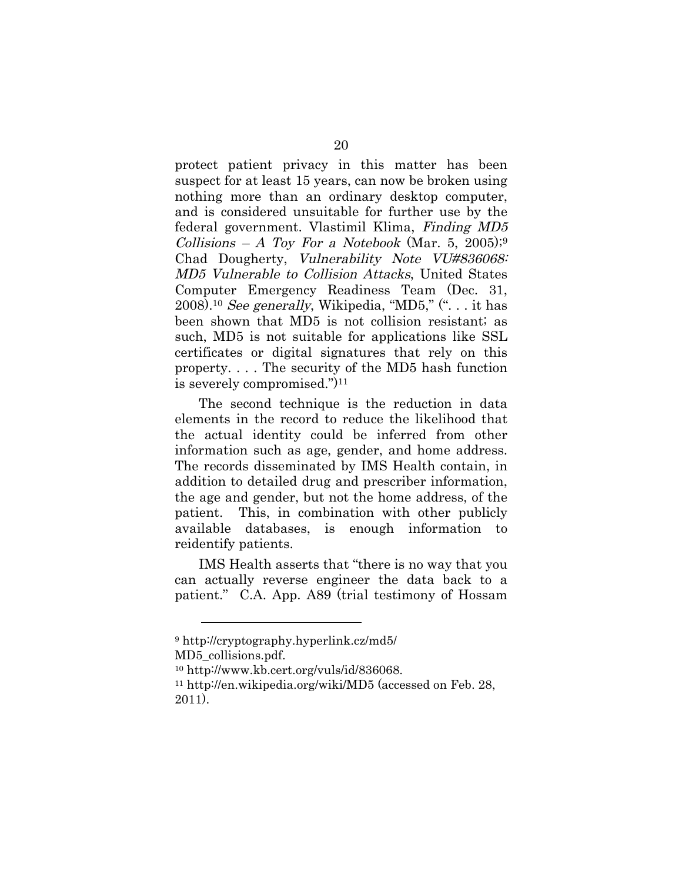protect patient privacy in this matter has been suspect for at least 15 years, can now be broken using nothing more than an ordinary desktop computer, and is considered unsuitable for further use by the federal government. Vlastimil Klima, *Finding MD5 Collisions – A Toy For a Notebook* (Mar. 5, 2005);[9] Chad Dougherty, *Vulnerability Note VU#836068: MD5 Vulnerable to Collision Attacks*, United States Computer Emergency Readiness Team (Dec. 31, 2008).[10] *See generally*, Wikipedia, "MD5," (". . . it has been shown that MD5 is not collision resistant; as such, MD5 is not suitable for applications like SSL certificates or digital signatures that rely on this property. . . . The security of the MD5 hash function is severely compromised.")[11]

The second technique is the reduction in data elements in the record to reduce the likelihood that the actual identity could be inferred from other information such as age, gender, and home address. The records disseminated by IMS Health contain, in addition to detailed drug and prescriber information, the age and gender, but not the home address, of the patient. This, in combination with other publicly available databases, is enough information to reidentify patients.

IMS Health asserts that "there is no way that you can actually reverse engineer the data back to a patient." C.A. App. A89 (trial testimony of Hossam

---

[9] http://cryptography.hyperlink.cz/md5/MD5_collisions.pdf.

[10] http://www.kb.cert.org/vuls/id/836068.

[11] http://en.wikipedia.org/wiki/MD5 (accessed on Feb. 28, 2011).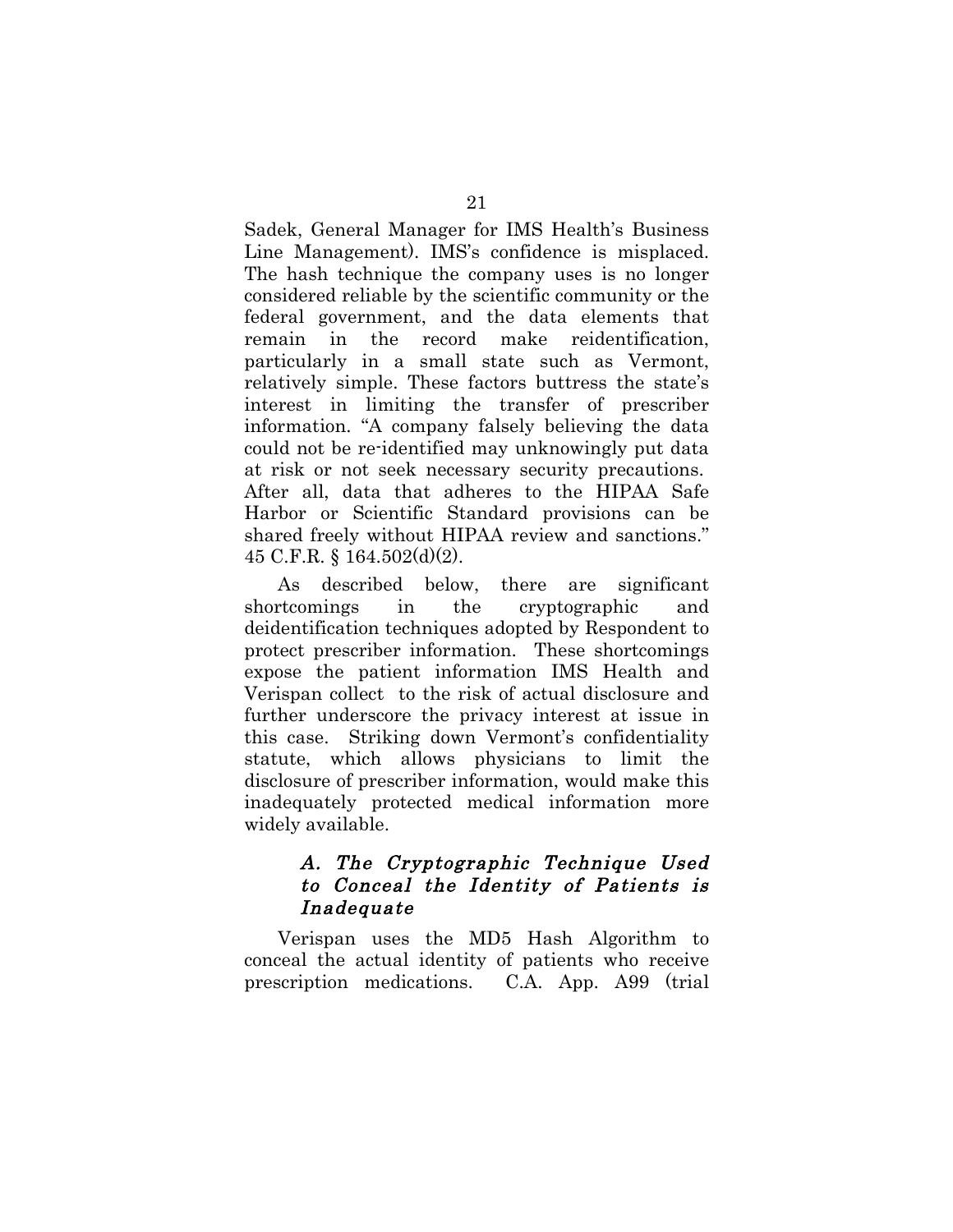Sadek, General Manager for IMS Health's Business Line Management). IMS's confidence is misplaced. The hash technique the company uses is no longer considered reliable by the scientific community or the federal government, and the data elements that remain in the record make reidentification, particularly in a small state such as Vermont, relatively simple. These factors buttress the state's interest in limiting the transfer of prescriber information. "A company falsely believing the data could not be re-identified may unknowingly put data at risk or not seek necessary security precautions. After all, data that adheres to the HIPAA Safe Harbor or Scientific Standard provisions can be shared freely without HIPAA review and sanctions." 45 C.F.R. § 164.502(d)(2).

As described below, there are significant shortcomings in the cryptographic and deidentification techniques adopted by Respondent to protect prescriber information. These shortcomings expose the patient information IMS Health and Verispan collect to the risk of actual disclosure and further underscore the privacy interest at issue in this case. Striking down Vermont's confidentiality statute, which allows physicians to limit the disclosure of prescriber information, would make this inadequately protected medical information more widely available.

### *A. The Cryptographic Technique Used to Conceal the Identity of Patients is Inadequate*

Verispan uses the MD5 Hash Algorithm to conceal the actual identity of patients who receive prescription medications. C.A. App. A99 (trial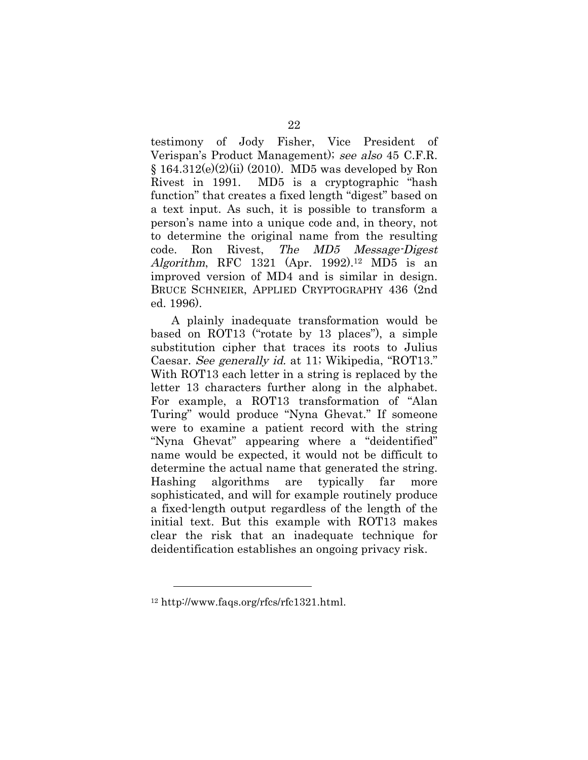testimony of Jody Fisher, Vice President of Verispan's Product Management); *see also* 45 C.F.R. § 164.312(e)(2)(ii) (2010). MD5 was developed by Ron Rivest in 1991. MD5 is a cryptographic "hash function" that creates a fixed length "digest" based on a text input. As such, it is possible to transform a person's name into a unique code and, in theory, not to determine the original name from the resulting code. Ron Rivest, *The MD5 Message-Digest Algorithm*, RFC 1321 (Apr. 1992).[12] MD5 is an improved version of MD4 and is similar in design. BRUCE SCHNEIER, APPLIED CRYPTOGRAPHY 436 (2nd ed. 1996).

A plainly inadequate transformation would be based on ROT13 ("rotate by 13 places"), a simple substitution cipher that traces its roots to Julius Caesar. *See generally id.* at 11; Wikipedia, "ROT13." With ROT13 each letter in a string is replaced by the letter 13 characters further along in the alphabet. For example, a ROT13 transformation of "Alan Turing" would produce "Nyna Ghevat." If someone were to examine a patient record with the string "Nyna Ghevat" appearing where a "deidentified" name would be expected, it would not be difficult to determine the actual name that generated the string. Hashing algorithms are typically far more sophisticated, and will for example routinely produce a fixed-length output regardless of the length of the initial text. But this example with ROT13 makes clear the risk that an inadequate technique for deidentification establishes an ongoing privacy risk.

---

[12] http://www.faqs.org/rfcs/rfc1321.html.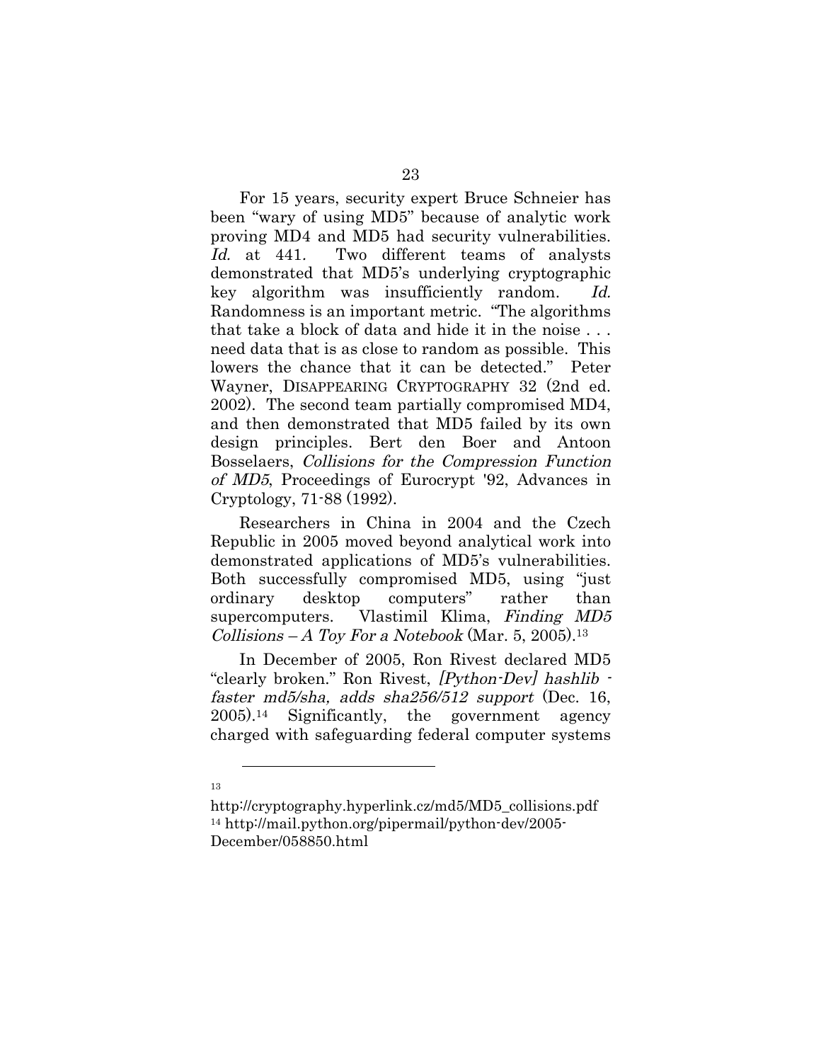For 15 years, security expert Bruce Schneier has been "wary of using MD5" because of analytic work proving MD4 and MD5 had security vulnerabilities. *Id.* at 441. Two different teams of analysts demonstrated that MD5's underlying cryptographic key algorithm was insufficiently random. *Id.* Randomness is an important metric. "The algorithms that take a block of data and hide it in the noise . . . need data that is as close to random as possible. This lowers the chance that it can be detected." Peter Wayner, DISAPPEARING CRYPTOGRAPHY 32 (2nd ed. 2002). The second team partially compromised MD4, and then demonstrated that MD5 failed by its own design principles. Bert den Boer and Antoon Bosselaers, *Collisions for the Compression Function of MD5*, Proceedings of Eurocrypt '92, Advances in Cryptology, 71-88 (1992).

Researchers in China in 2004 and the Czech Republic in 2005 moved beyond analytical work into demonstrated applications of MD5's vulnerabilities. Both successfully compromised MD5, using "just ordinary desktop computers" rather than supercomputers. Vlastimil Klima, *Finding MD5 Collisions – A Toy For a Notebook* (Mar. 5, 2005).[13]

In December of 2005, Ron Rivest declared MD5 "clearly broken." Ron Rivest, *[Python-Dev] hashlib - faster md5/sha, adds sha256/512 support* (Dec. 16, 2005).[14] Significantly, the government agency charged with safeguarding federal computer systems

---

[13] http://cryptography.hyperlink.cz/md5/MD5_collisions.pdf

[14] http://mail.python.org/pipermail/python-dev/2005-December/058850.html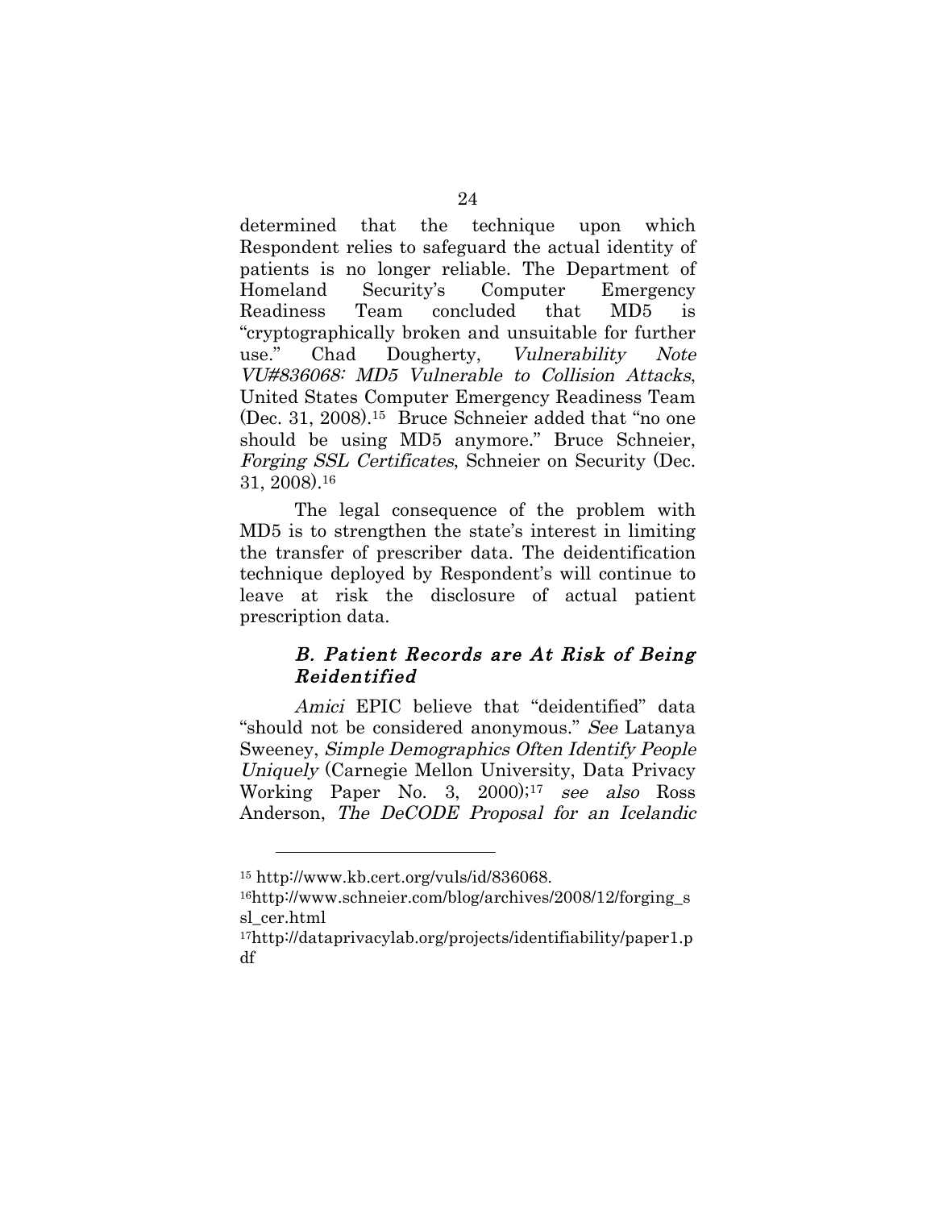determined that the technique upon which Respondent relies to safeguard the actual identity of patients is no longer reliable. The Department of Homeland Security's Computer Emergency Readiness Team concluded that MD5 is "cryptographically broken and unsuitable for further use." Chad Dougherty, *Vulnerability Note VU#836068: MD5 Vulnerable to Collision Attacks*, United States Computer Emergency Readiness Team (Dec. 31, 2008).[15] Bruce Schneier added that "no one should be using MD5 anymore." Bruce Schneier, *Forging SSL Certificates*, Schneier on Security (Dec. 31, 2008).[16]

The legal consequence of the problem with MD5 is to strengthen the state's interest in limiting the transfer of prescriber data. The deidentification technique deployed by Respondent's will continue to leave at risk the disclosure of actual patient prescription data.

### *B. Patient Records are At Risk of Being Reidentified*

*Amici* EPIC believe that "deidentified" data "should not be considered anonymous." *See* Latanya Sweeney, *Simple Demographics Often Identify People Uniquely* (Carnegie Mellon University, Data Privacy Working Paper No. 3, 2000);[17] *see also* Ross Anderson, *The DeCODE Proposal for an Icelandic*

---

[15] http://www.kb.cert.org/vuls/id/836068.

[16] http://www.schneier.com/blog/archives/2008/12/forging_ssl_cer.html

[17] http://dataprivacylab.org/projects/identifiability/paper1.pdf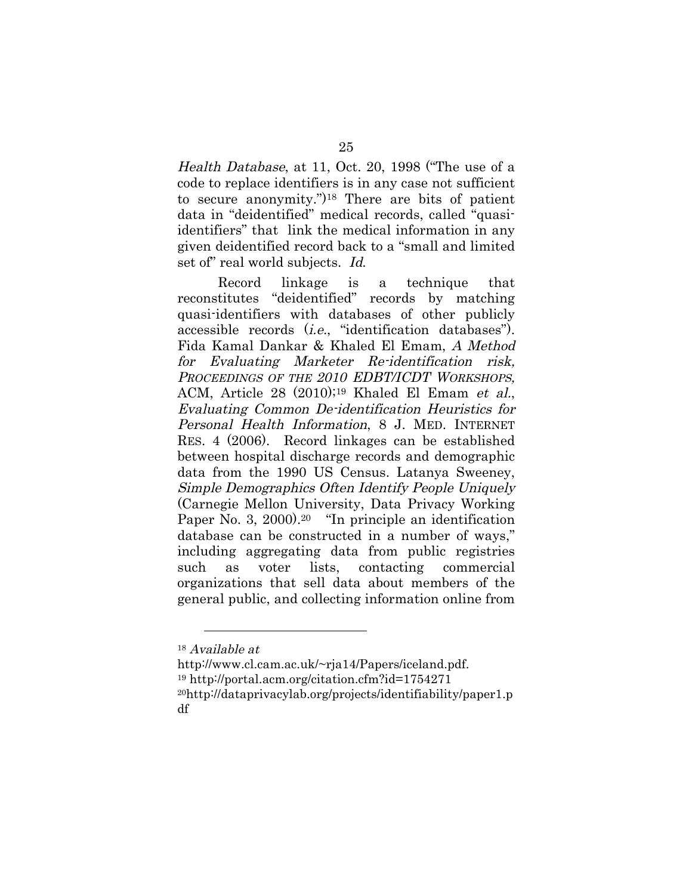*Health Database*, at 11, Oct. 20, 1998 ("The use of a code to replace identifiers is in any case not sufficient to secure anonymity.")[18] There are bits of patient data in "deidentified" medical records, called "quasi-identifiers" that link the medical information in any given deidentified record back to a "small and limited set of" real world subjects. *Id.*

Record linkage is a technique that reconstitutes "deidentified" records by matching quasi-identifiers with databases of other publicly accessible records (*i.e.*, "identification databases"). Fida Kamal Dankar & Khaled El Emam, *A Method for Evaluating Marketer Re-identification risk, PROCEEDINGS OF THE 2010 EDBT/ICDT WORKSHOPS,* ACM, Article 28 (2010);[19] Khaled El Emam *et al.*, *Evaluating Common De-identification Heuristics for Personal Health Information*, 8 J. MED. INTERNET RES. 4 (2006). Record linkages can be established between hospital discharge records and demographic data from the 1990 US Census. Latanya Sweeney, *Simple Demographics Often Identify People Uniquely* (Carnegie Mellon University, Data Privacy Working Paper No. 3, 2000).[20] "In principle an identification database can be constructed in a number of ways," including aggregating data from public registries such as voter lists, contacting commercial organizations that sell data about members of the general public, and collecting information online from

---

[18] *Available at* http://www.cl.cam.ac.uk/~rja14/Papers/iceland.pdf.

[19] http://portal.acm.org/citation.cfm?id=1754271

[20] http://dataprivacylab.org/projects/identifiability/paper1.pdf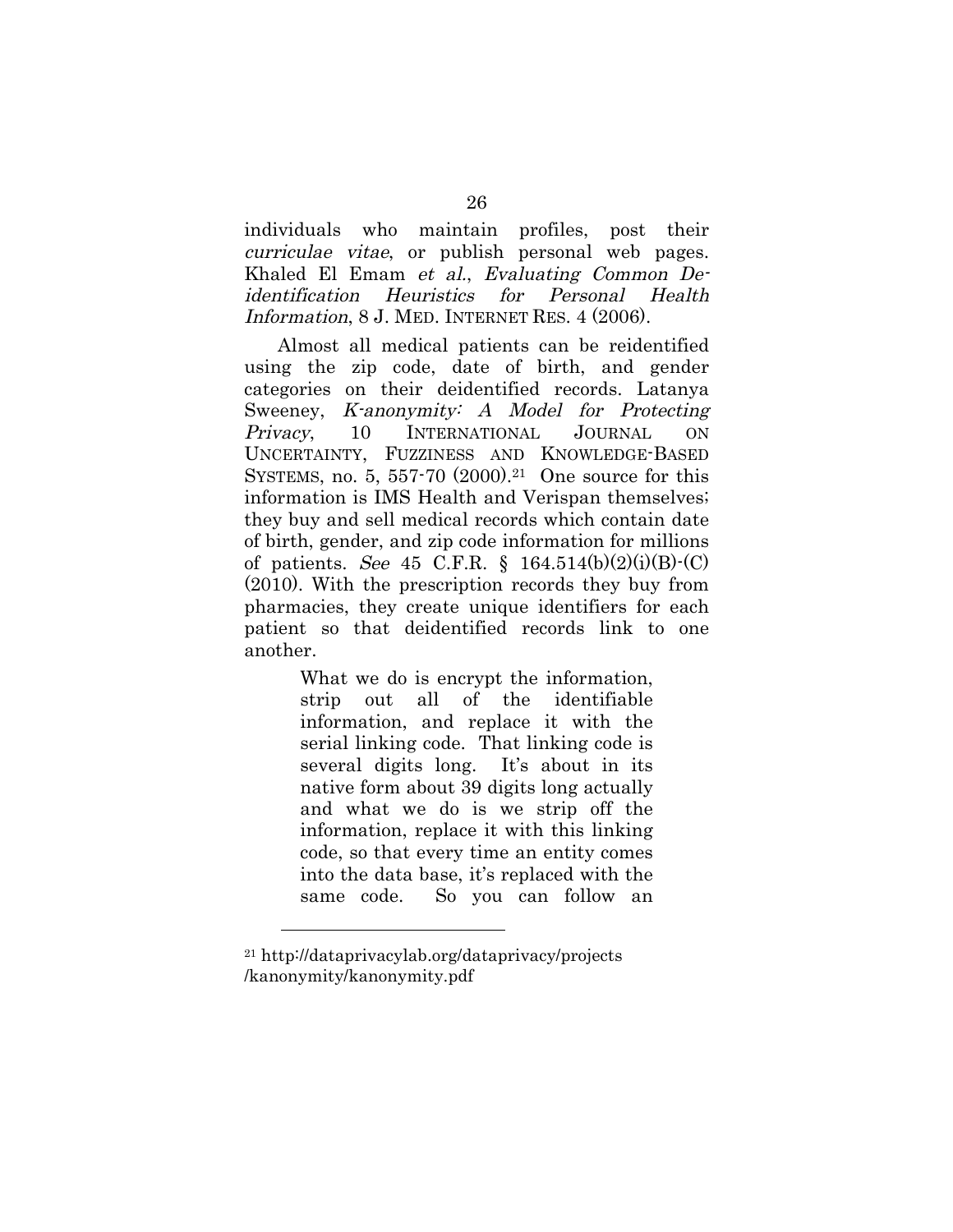individuals who maintain profiles, post their *curriculae vitae*, or publish personal web pages. Khaled El Emam *et al.*, *Evaluating Common De-identification Heuristics for Personal Health Information*, 8 J. MED. INTERNET RES. 4 (2006).

Almost all medical patients can be reidentified using the zip code, date of birth, and gender categories on their deidentified records. Latanya Sweeney, *K-anonymity: A Model for Protecting Privacy*, 10 INTERNATIONAL JOURNAL ON UNCERTAINTY, FUZZINESS AND KNOWLEDGE-BASED SYSTEMS, no. 5, 557-70 (2000).[21] One source for this information is IMS Health and Verispan themselves; they buy and sell medical records which contain date of birth, gender, and zip code information for millions of patients. *See* 45 C.F.R. § 164.514(b)(2)(i)(B)-(C) (2010). With the prescription records they buy from pharmacies, they create unique identifiers for each patient so that deidentified records link to one another.

> What we do is encrypt the information, strip out all of the identifiable information, and replace it with the serial linking code. That linking code is several digits long. It's about in its native form about 39 digits long actually and what we do is we strip off the information, replace it with this linking code, so that every time an entity comes into the data base, it's replaced with the same code. So you can follow an

---

[21] http://dataprivacylab.org/dataprivacy/projects/kanonymity/kanonymity.pdf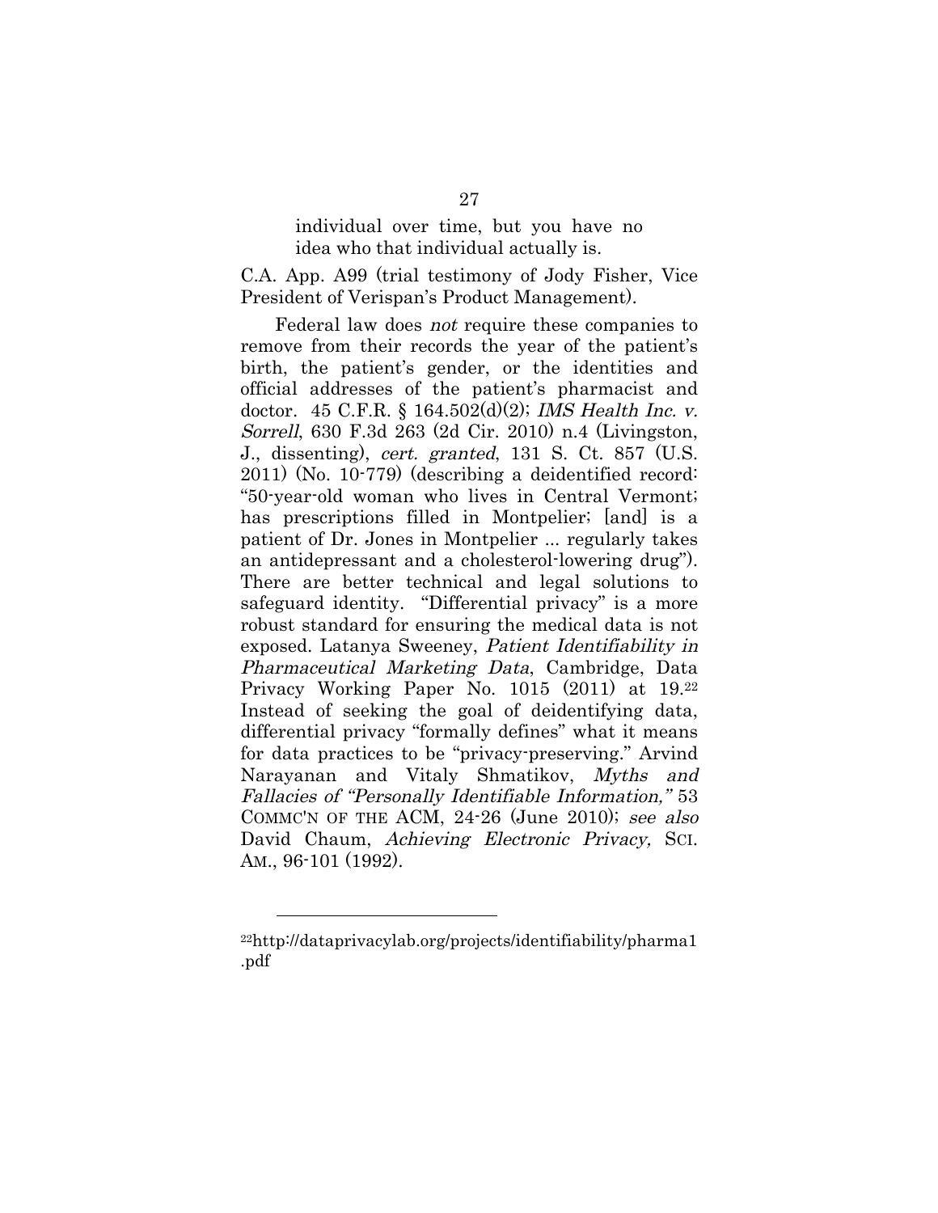individual over time, but you have no idea who that individual actually is.

C.A. App. A99 (trial testimony of Jody Fisher, Vice President of Verispan's Product Management).

Federal law does *not* require these companies to remove from their records the year of the patient's birth, the patient's gender, or the identities and official addresses of the patient's pharmacist and doctor. 45 C.F.R. § 164.502(d)(2); *IMS Health Inc. v. Sorrell*, 630 F.3d 263 (2d Cir. 2010) n.4 (Livingston, J., dissenting), *cert. granted*, 131 S. Ct. 857 (U.S. 2011) (No. 10-779) (describing a deidentified record: "50-year-old woman who lives in Central Vermont; has prescriptions filled in Montpelier; [and] is a patient of Dr. Jones in Montpelier ... regularly takes an antidepressant and a cholesterol-lowering drug"). There are better technical and legal solutions to safeguard identity. "Differential privacy" is a more robust standard for ensuring the medical data is not exposed. Latanya Sweeney, *Patient Identifiability in Pharmaceutical Marketing Data*, Cambridge, Data Privacy Working Paper No. 1015 (2011) at 19.[22] Instead of seeking the goal of deidentifying data, differential privacy "formally defines" what it means for data practices to be "privacy-preserving." Arvind Narayanan and Vitaly Shmatikov, *Myths and Fallacies of "Personally Identifiable Information,"* 53 COMMC'N OF THE ACM, 24-26 (June 2010); *see also* David Chaum, *Achieving Electronic Privacy,* SCI. AM., 96-101 (1992).

---

[22] http://dataprivacylab.org/projects/identifiability/pharma1.pdf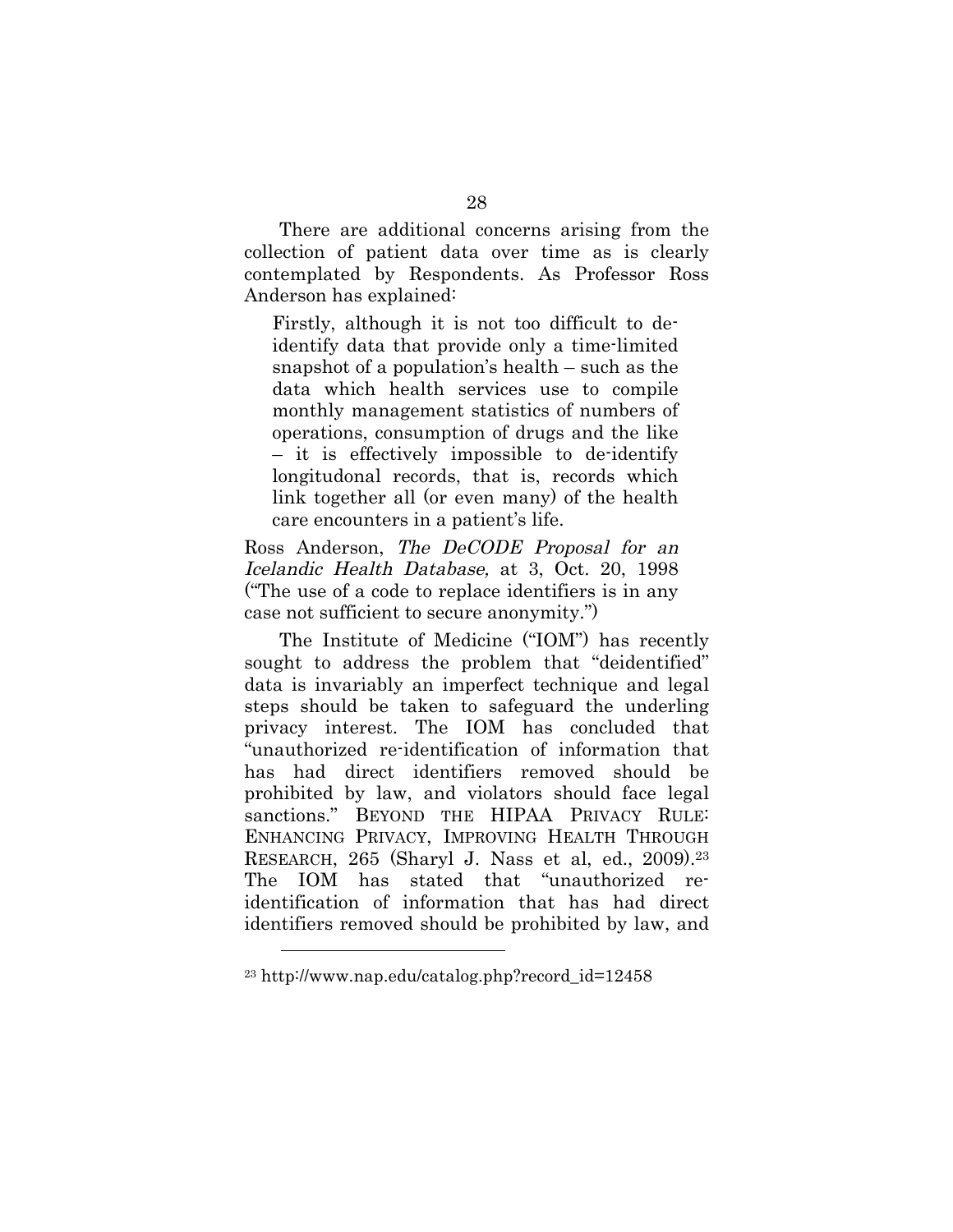There are additional concerns arising from the collection of patient data over time as is clearly contemplated by Respondents. As Professor Ross Anderson has explained:

> Firstly, although it is not too difficult to de-identify data that provide only a time-limited snapshot of a population's health – such as the data which health services use to compile monthly management statistics of numbers of operations, consumption of drugs and the like – it is effectively impossible to de-identify longitudonal records, that is, records which link together all (or even many) of the health care encounters in a patient's life.

Ross Anderson, *The DeCODE Proposal for an Icelandic Health Database,* at 3, Oct. 20, 1998 ("The use of a code to replace identifiers is in any case not sufficient to secure anonymity.")

The Institute of Medicine ("IOM") has recently sought to address the problem that "deidentified" data is invariably an imperfect technique and legal steps should be taken to safeguard the underling privacy interest. The IOM has concluded that "unauthorized re-identification of information that has had direct identifiers removed should be prohibited by law, and violators should face legal sanctions." BEYOND THE HIPAA PRIVACY RULE: ENHANCING PRIVACY, IMPROVING HEALTH THROUGH RESEARCH, 265 (Sharyl J. Nass et al, ed., 2009).[23] The IOM has stated that "unauthorized re-identification of information that has had direct identifiers removed should be prohibited by law, and

[23] http://www.nap.edu/catalog.php?record_id=12458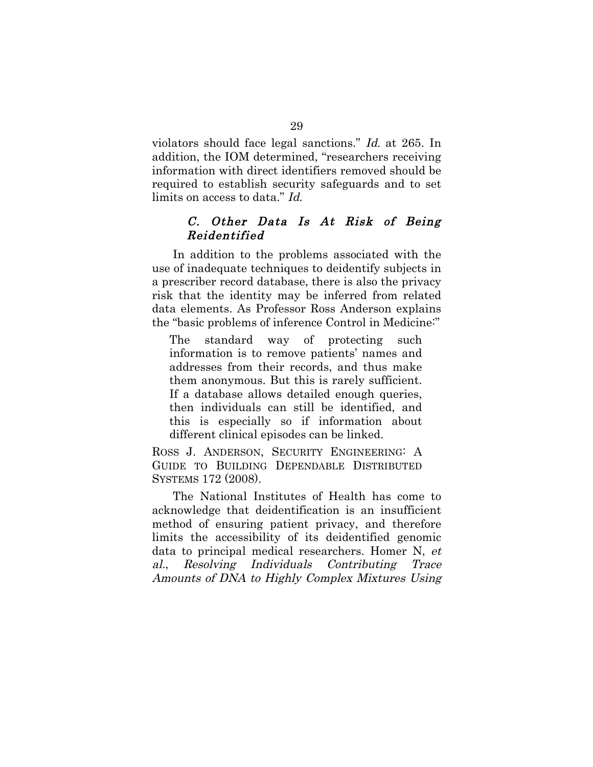violators should face legal sanctions." *Id.* at 265. In addition, the IOM determined, "researchers receiving information with direct identifiers removed should be required to establish security safeguards and to set limits on access to data." *Id.*

### *C. Other Data Is At Risk of Being Reidentified*

In addition to the problems associated with the use of inadequate techniques to deidentify subjects in a prescriber record database, there is also the privacy risk that the identity may be inferred from related data elements. As Professor Ross Anderson explains the "basic problems of inference Control in Medicine:"

> The standard way of protecting such information is to remove patients' names and addresses from their records, and thus make them anonymous. But this is rarely sufficient. If a database allows detailed enough queries, then individuals can still be identified, and this is especially so if information about different clinical episodes can be linked.

ROSS J. ANDERSON, SECURITY ENGINEERING: A GUIDE TO BUILDING DEPENDABLE DISTRIBUTED SYSTEMS 172 (2008).

The National Institutes of Health has come to acknowledge that deidentification is an insufficient method of ensuring patient privacy, and therefore limits the accessibility of its deidentified genomic data to principal medical researchers. Homer N, *et al.*, *Resolving Individuals Contributing Trace Amounts of DNA to Highly Complex Mixtures Using*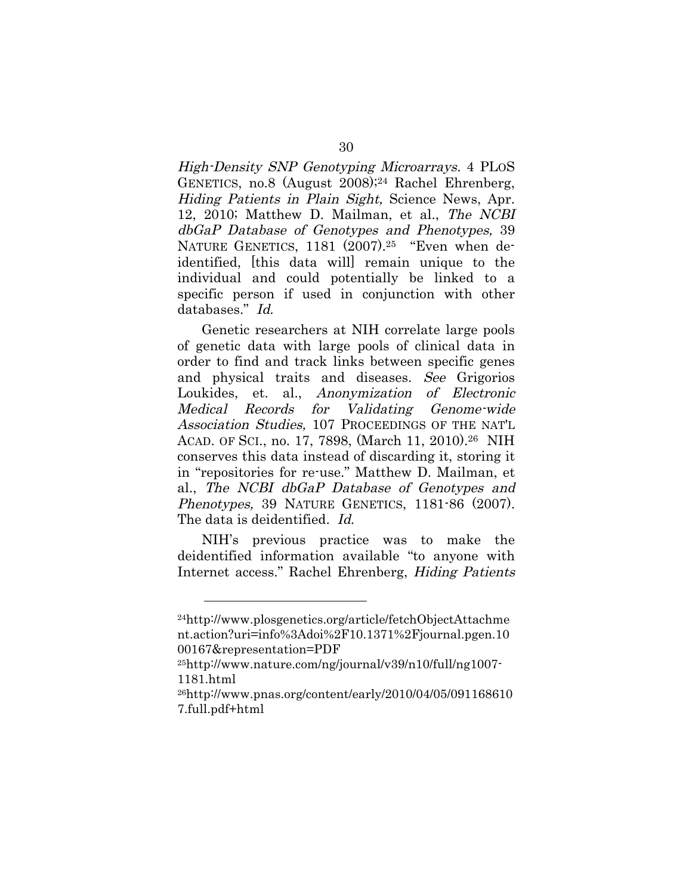*High-Density SNP Genotyping Microarrays.* 4 PLoS GENETICS, no.8 (August 2008);[24] Rachel Ehrenberg, *Hiding Patients in Plain Sight,* Science News, Apr. 12, 2010; Matthew D. Mailman, et al., *The NCBI dbGaP Database of Genotypes and Phenotypes,* 39 NATURE GENETICS, 1181 (2007).[25] "Even when de-identified, [this data will] remain unique to the individual and could potentially be linked to a specific person if used in conjunction with other databases." *Id.*

Genetic researchers at NIH correlate large pools of genetic data with large pools of clinical data in order to find and track links between specific genes and physical traits and diseases. *See* Grigorios Loukides, et. al., *Anonymization of Electronic Medical Records for Validating Genome-wide Association Studies,* 107 PROCEEDINGS OF THE NAT'L ACAD. OF SCI., no. 17, 7898, (March 11, 2010).[26] NIH conserves this data instead of discarding it, storing it in "repositories for re-use." Matthew D. Mailman, et al., *The NCBI dbGaP Database of Genotypes and Phenotypes,* 39 NATURE GENETICS, 1181-86 (2007). The data is deidentified. *Id.*

NIH's previous practice was to make the deidentified information available "to anyone with Internet access." Rachel Ehrenberg, *Hiding Patients*

---

[24] http://www.plosgenetics.org/article/fetchObjectAttachment.action?uri=info%3Adoi%2F10.1371%2Fjournal.pgen.1000167&representation=PDF

[25] http://www.nature.com/ng/journal/v39/n10/full/ng1007-1181.html

[26] http://www.pnas.org/content/early/2010/04/05/0911686107.full.pdf+html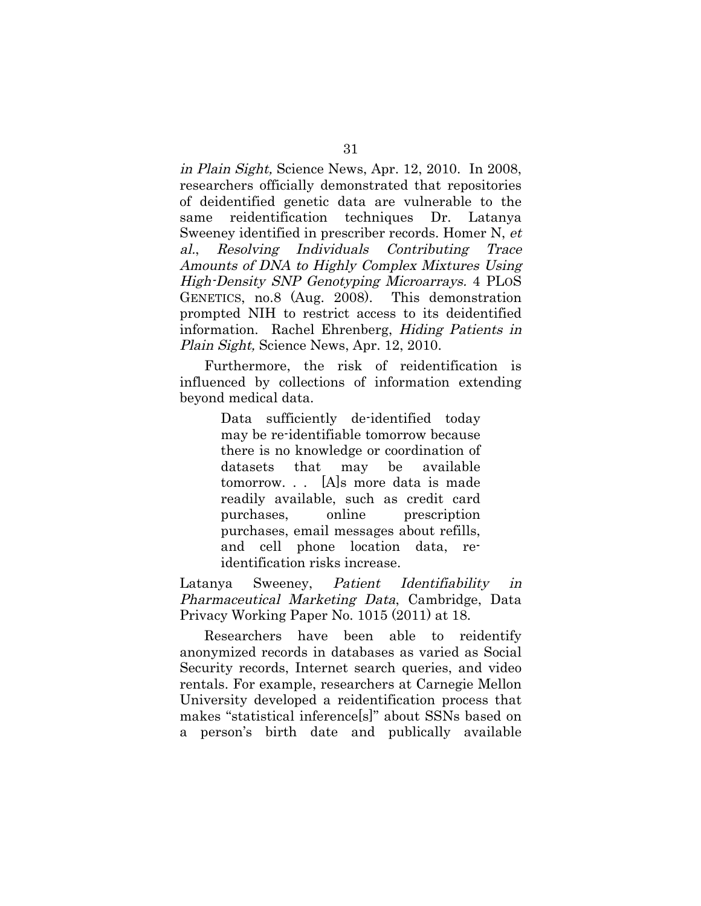*in Plain Sight,* Science News, Apr. 12, 2010. In 2008, researchers officially demonstrated that repositories of deidentified genetic data are vulnerable to the same reidentification techniques Dr. Latanya Sweeney identified in prescriber records. Homer N, *et al.*, *Resolving Individuals Contributing Trace Amounts of DNA to Highly Complex Mixtures Using High-Density SNP Genotyping Microarrays.* 4 PLOS GENETICS, no.8 (Aug. 2008). This demonstration prompted NIH to restrict access to its deidentified information. Rachel Ehrenberg, *Hiding Patients in Plain Sight,* Science News, Apr. 12, 2010.

Furthermore, the risk of reidentification is influenced by collections of information extending beyond medical data.

> Data sufficiently de-identified today may be re-identifiable tomorrow because there is no knowledge or coordination of datasets that may be available tomorrow. . . [A]s more data is made readily available, such as credit card purchases, online prescription purchases, email messages about refills, and cell phone location data, re-identification risks increase.

Latanya Sweeney, *Patient Identifiability in Pharmaceutical Marketing Data*, Cambridge, Data Privacy Working Paper No. 1015 (2011) at 18.

Researchers have been able to reidentify anonymized records in databases as varied as Social Security records, Internet search queries, and video rentals. For example, researchers at Carnegie Mellon University developed a reidentification process that makes "statistical inference[s]" about SSNs based on a person's birth date and publically available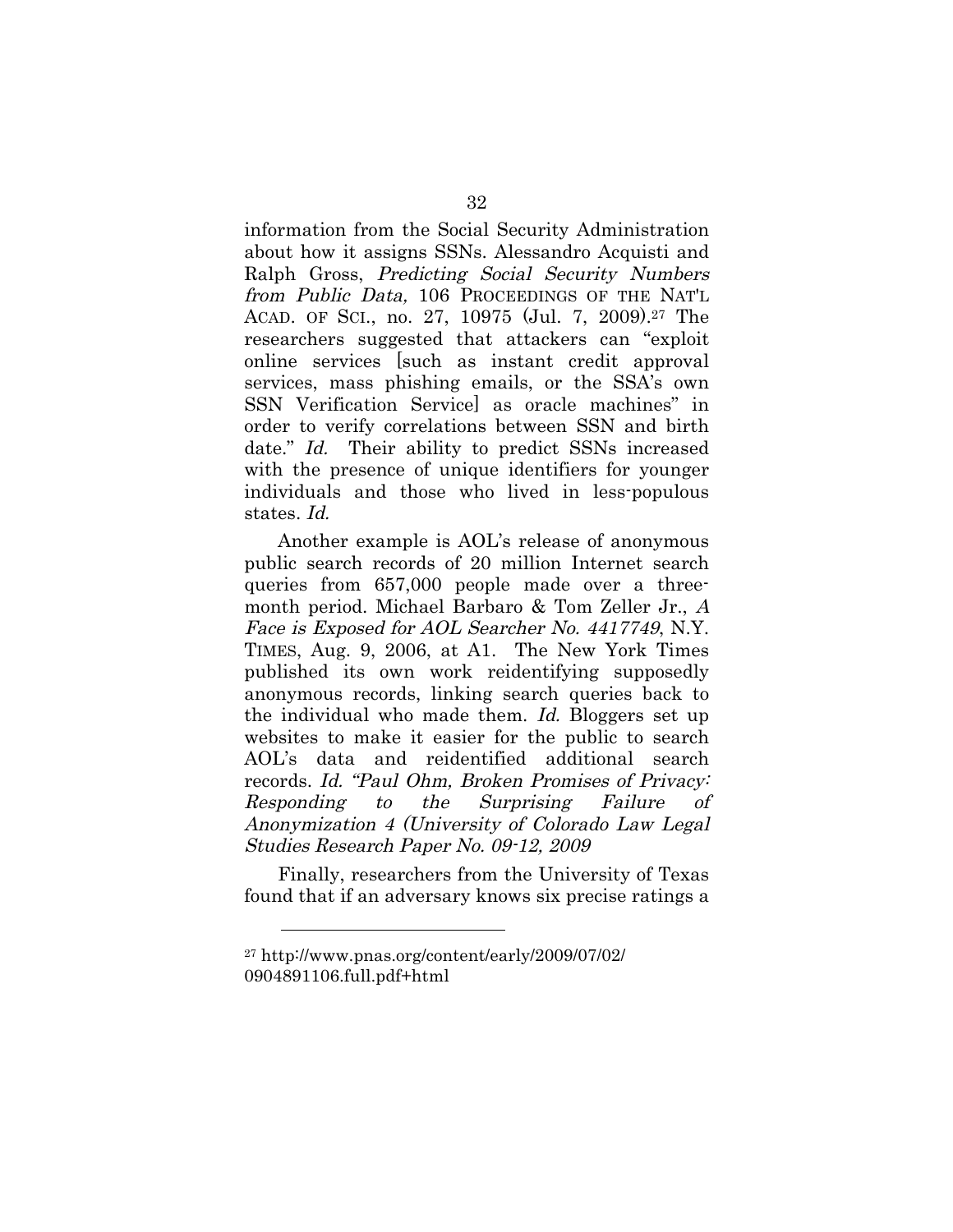information from the Social Security Administration about how it assigns SSNs. Alessandro Acquisti and Ralph Gross, *Predicting Social Security Numbers from Public Data,* 106 PROCEEDINGS OF THE NAT'L ACAD. OF SCI., no. 27, 10975 (Jul. 7, 2009).[27] The researchers suggested that attackers can "exploit online services [such as instant credit approval services, mass phishing emails, or the SSA's own SSN Verification Service] as oracle machines" in order to verify correlations between SSN and birth date." *Id.* Their ability to predict SSNs increased with the presence of unique identifiers for younger individuals and those who lived in less-populous states. *Id.*

Another example is AOL's release of anonymous public search records of 20 million Internet search queries from 657,000 people made over a three-month period. Michael Barbaro & Tom Zeller Jr., *A Face is Exposed for AOL Searcher No. 4417749*, N.Y. TIMES, Aug. 9, 2006, at A1. The New York Times published its own work reidentifying supposedly anonymous records, linking search queries back to the individual who made them. *Id.* Bloggers set up websites to make it easier for the public to search AOL's data and reidentified additional search records. *Id. "Paul Ohm, Broken Promises of Privacy: Responding to the Surprising Failure of Anonymization 4 (University of Colorado Law Legal Studies Research Paper No. 09-12, 2009*

Finally, researchers from the University of Texas found that if an adversary knows six precise ratings a

---

[27] http://www.pnas.org/content/early/2009/07/02/0904891106.full.pdf+html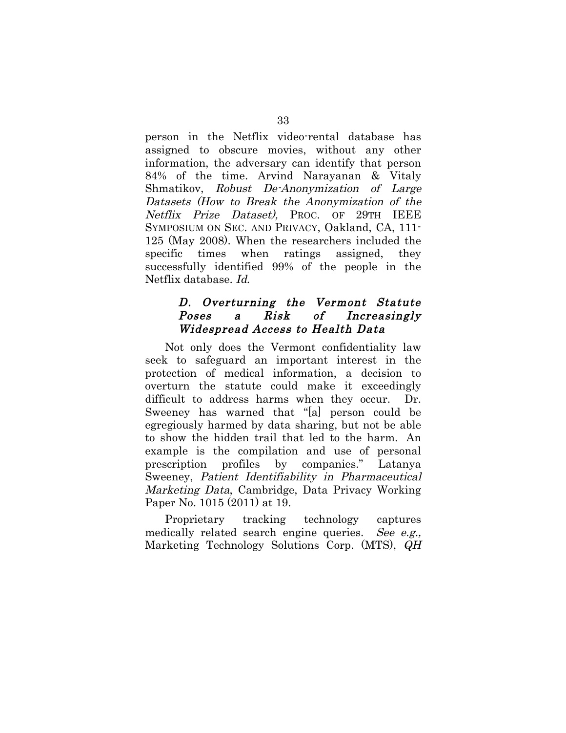person in the Netflix video-rental database has assigned to obscure movies, without any other information, the adversary can identify that person 84% of the time. Arvind Narayanan & Vitaly Shmatikov, *Robust De-Anonymization of Large Datasets (How to Break the Anonymization of the Netflix Prize Dataset),* PROC. OF 29TH IEEE SYMPOSIUM ON SEC. AND PRIVACY, Oakland, CA, 111-125 (May 2008). When the researchers included the specific times when ratings assigned, they successfully identified 99% of the people in the Netflix database. *Id.*

### *D. Overturning the Vermont Statute Poses a Risk of Increasingly Widespread Access to Health Data*

Not only does the Vermont confidentiality law seek to safeguard an important interest in the protection of medical information, a decision to overturn the statute could make it exceedingly difficult to address harms when they occur. Dr. Sweeney has warned that "[a] person could be egregiously harmed by data sharing, but not be able to show the hidden trail that led to the harm. An example is the compilation and use of personal prescription profiles by companies." Latanya Sweeney, *Patient Identifiability in Pharmaceutical Marketing Data*, Cambridge, Data Privacy Working Paper No. 1015 (2011) at 19.

Proprietary tracking technology captures medically related search engine queries. *See e.g.,* Marketing Technology Solutions Corp. (MTS), *QH*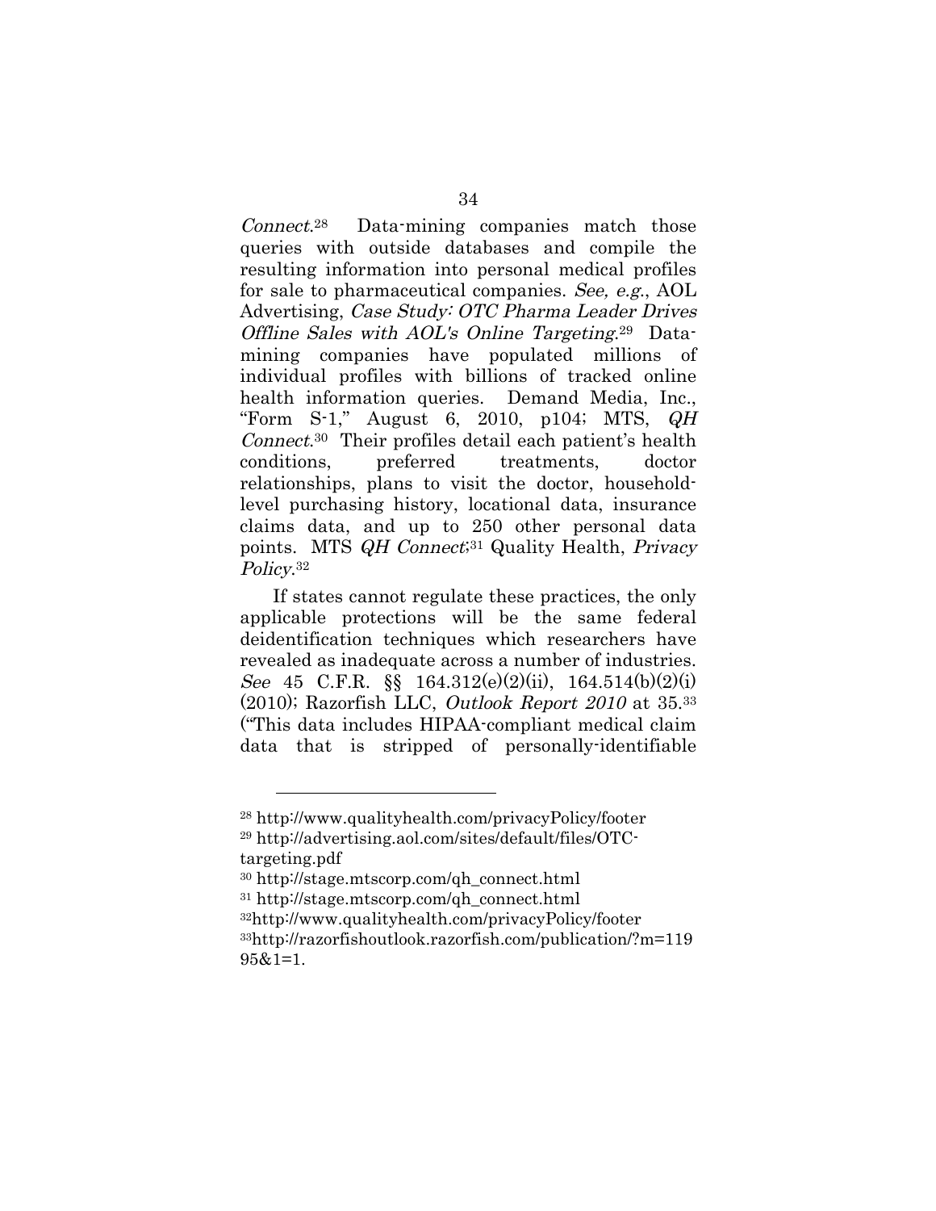*Connect*.[28] Data-mining companies match those queries with outside databases and compile the resulting information into personal medical profiles for sale to pharmaceutical companies. *See, e.g.*, AOL Advertising, *Case Study: OTC Pharma Leader Drives Offline Sales with AOL's Online Targeting*.[29] Data-mining companies have populated millions of individual profiles with billions of tracked online health information queries. Demand Media, Inc., "Form S-1," August 6, 2010, p104; MTS, *QH Connect*.[30] Their profiles detail each patient's health conditions, preferred treatments, doctor relationships, plans to visit the doctor, household-level purchasing history, locational data, insurance claims data, and up to 250 other personal data points. MTS *QH Connect*;[31] Quality Health, *Privacy Policy*.[32]

If states cannot regulate these practices, the only applicable protections will be the same federal deidentification techniques which researchers have revealed as inadequate across a number of industries. *See* 45 C.F.R. §§ 164.312(e)(2)(ii), 164.514(b)(2)(i) (2010); Razorfish LLC, *Outlook Report 2010* at 35.[33] ("This data includes HIPAA-compliant medical claim data that is stripped of personally-identifiable

---

[28] http://www.qualityhealth.com/privacyPolicy/footer

[29] http://advertising.aol.com/sites/default/files/OTC-targeting.pdf

[30] http://stage.mtscorp.com/qh_connect.html

[31] http://stage.mtscorp.com/qh_connect.html

[32] http://www.qualityhealth.com/privacyPolicy/footer

[33] http://razorfishoutlook.razorfish.com/publication/?m=11995&1=1.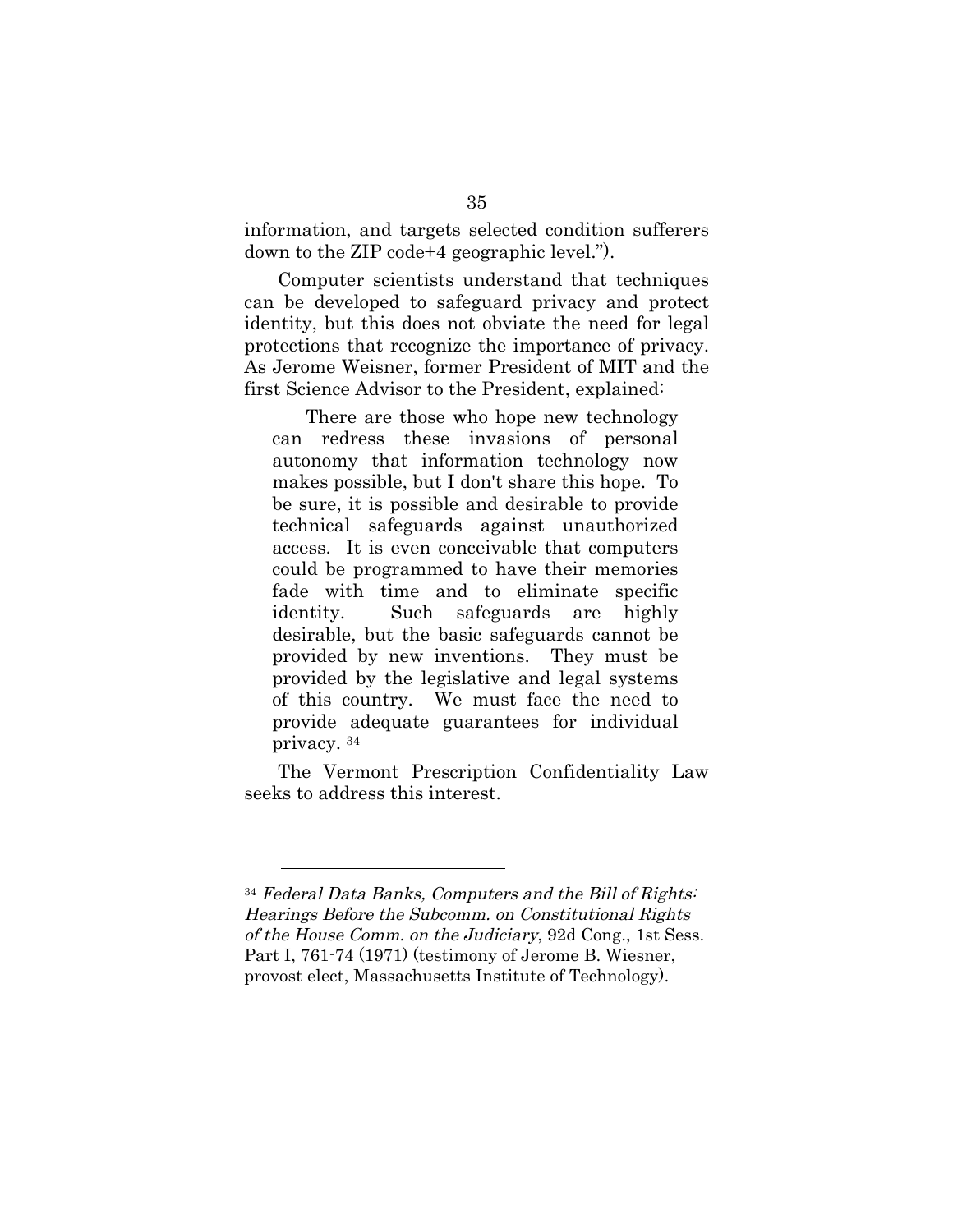information, and targets selected condition sufferers down to the ZIP code+4 geographic level.").

Computer scientists understand that techniques can be developed to safeguard privacy and protect identity, but this does not obviate the need for legal protections that recognize the importance of privacy. As Jerome Weisner, former President of MIT and the first Science Advisor to the President, explained:

> There are those who hope new technology can redress these invasions of personal autonomy that information technology now makes possible, but I don't share this hope. To be sure, it is possible and desirable to provide technical safeguards against unauthorized access. It is even conceivable that computers could be programmed to have their memories fade with time and to eliminate specific identity. Such safeguards are highly desirable, but the basic safeguards cannot be provided by new inventions. They must be provided by the legislative and legal systems of this country. We must face the need to provide adequate guarantees for individual privacy. [34]

The Vermont Prescription Confidentiality Law seeks to address this interest.

---

[34] *Federal Data Banks, Computers and the Bill of Rights: Hearings Before the Subcomm. on Constitutional Rights of the House Comm. on the Judiciary*, 92d Cong., 1st Sess. Part I, 761-74 (1971) (testimony of Jerome B. Wiesner, provost elect, Massachusetts Institute of Technology).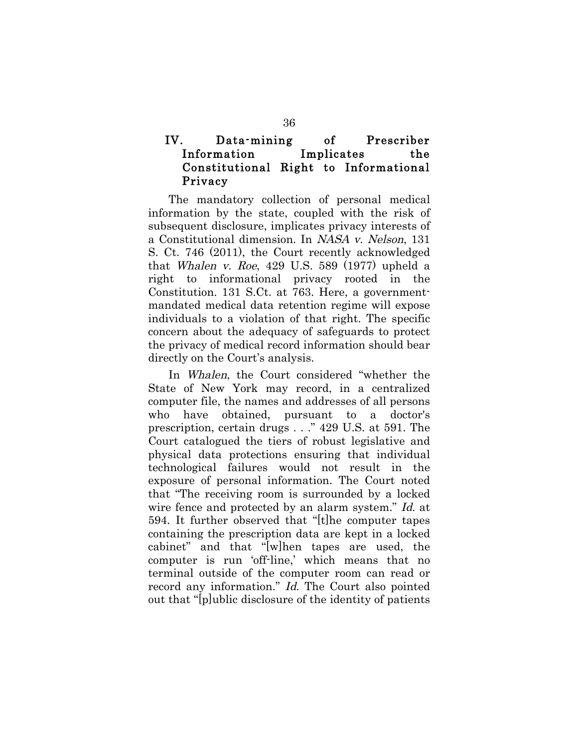## IV. Data-mining of Prescriber Information Implicates the Constitutional Right to Informational Privacy

The mandatory collection of personal medical information by the state, coupled with the risk of subsequent disclosure, implicates privacy interests of a Constitutional dimension. In *NASA v. Nelson*, 131 S. Ct. 746 (2011), the Court recently acknowledged that *Whalen v. Roe*, 429 U.S. 589 (1977) upheld a right to informational privacy rooted in the Constitution. 131 S.Ct. at 763. Here, a government-mandated medical data retention regime will expose individuals to a violation of that right. The specific concern about the adequacy of safeguards to protect the privacy of medical record information should bear directly on the Court's analysis.

In *Whalen*, the Court considered "whether the State of New York may record, in a centralized computer file, the names and addresses of all persons who have obtained, pursuant to a doctor's prescription, certain drugs . . ." 429 U.S. at 591. The Court catalogued the tiers of robust legislative and physical data protections ensuring that individual technological failures would not result in the exposure of personal information. The Court noted that "The receiving room is surrounded by a locked wire fence and protected by an alarm system." *Id.* at 594. It further observed that "[t]he computer tapes containing the prescription data are kept in a locked cabinet" and that "[w]hen tapes are used, the computer is run 'off-line,' which means that no terminal outside of the computer room can read or record any information." *Id.* The Court also pointed out that "[p]ublic disclosure of the identity of patients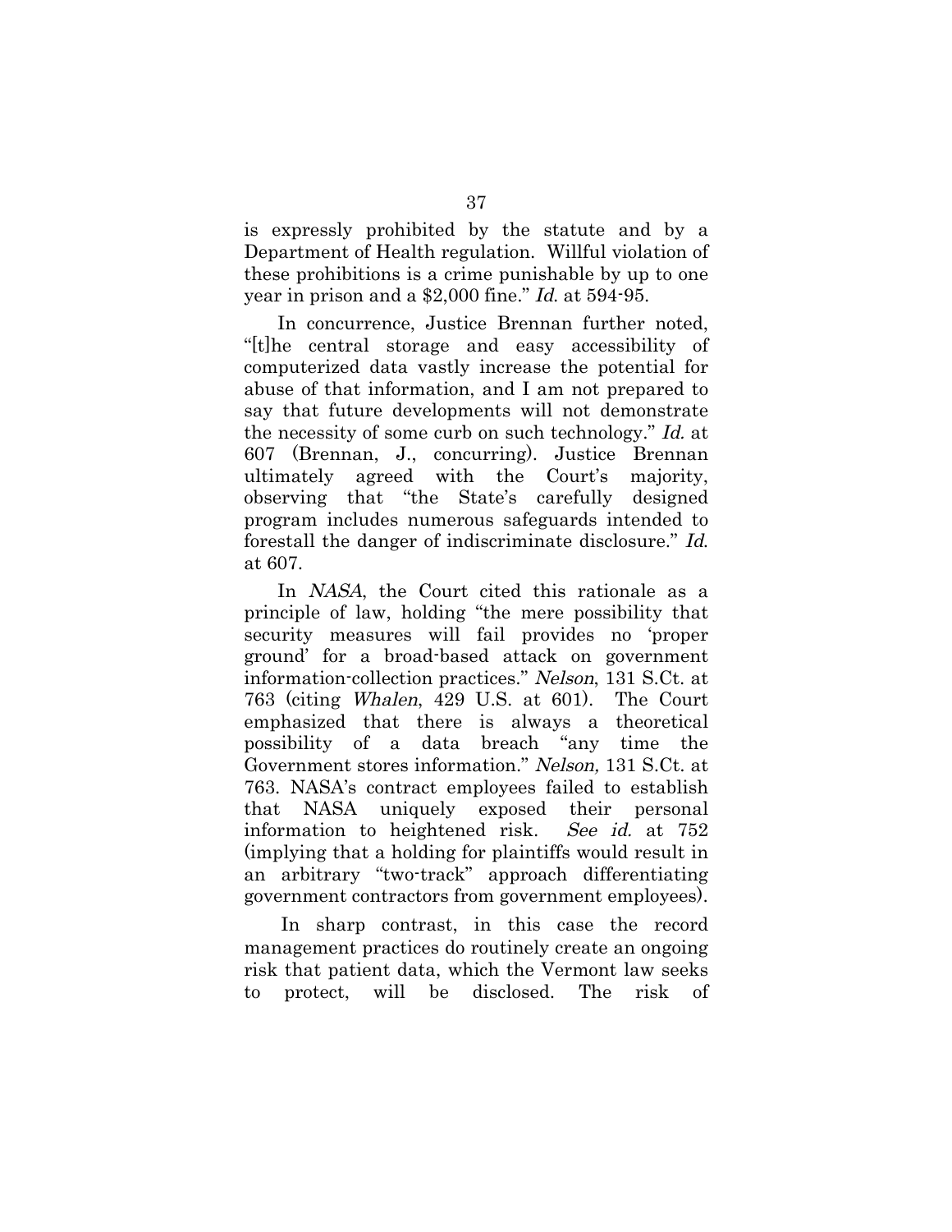is expressly prohibited by the statute and by a Department of Health regulation. Willful violation of these prohibitions is a crime punishable by up to one year in prison and a $2,000 fine." *Id.* at 594-95.

In concurrence, Justice Brennan further noted, "[t]he central storage and easy accessibility of computerized data vastly increase the potential for abuse of that information, and I am not prepared to say that future developments will not demonstrate the necessity of some curb on such technology." *Id.* at 607 (Brennan, J., concurring). Justice Brennan ultimately agreed with the Court's majority, observing that "the State's carefully designed program includes numerous safeguards intended to forestall the danger of indiscriminate disclosure." *Id.* at 607.

In *NASA*, the Court cited this rationale as a principle of law, holding "the mere possibility that security measures will fail provides no 'proper ground' for a broad-based attack on government information-collection practices." *Nelson*, 131 S.Ct. at 763 (citing *Whalen*, 429 U.S. at 601). The Court emphasized that there is always a theoretical possibility of a data breach "any time the Government stores information." *Nelson,* 131 S.Ct. at 763. NASA's contract employees failed to establish that NASA uniquely exposed their personal information to heightened risk. *See id.* at 752 (implying that a holding for plaintiffs would result in an arbitrary "two-track" approach differentiating government contractors from government employees).

In sharp contrast, in this case the record management practices do routinely create an ongoing risk that patient data, which the Vermont law seeks to protect, will be disclosed. The risk of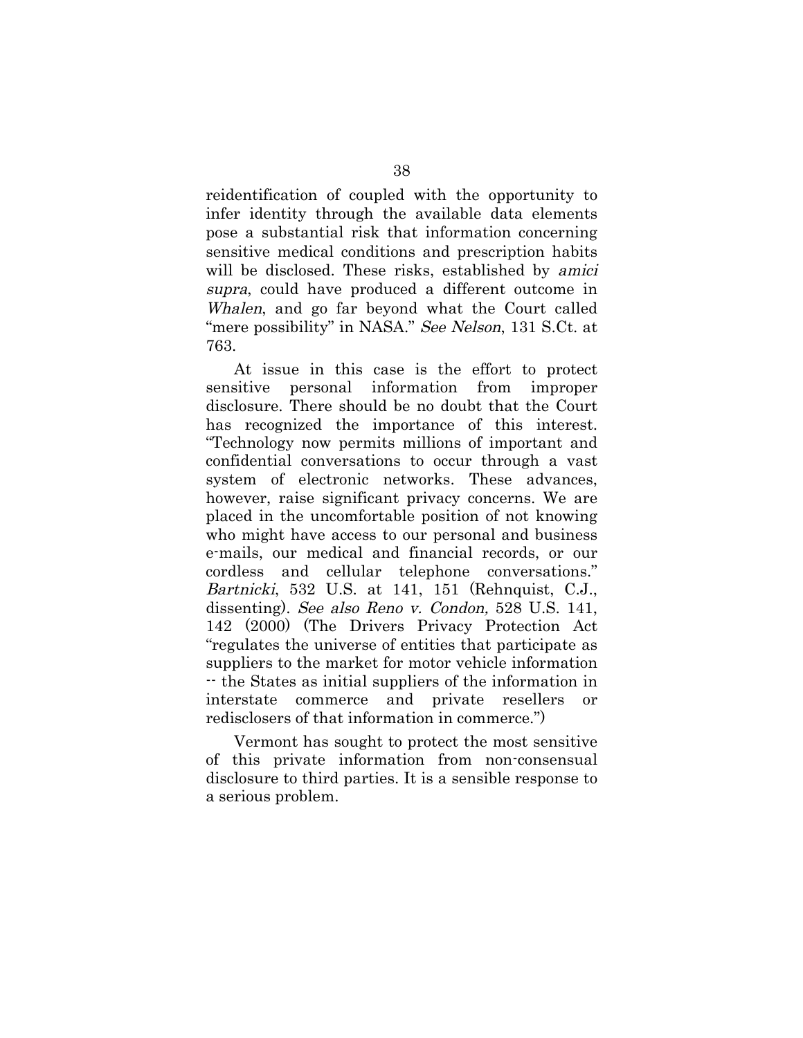reidentification of coupled with the opportunity to infer identity through the available data elements pose a substantial risk that information concerning sensitive medical conditions and prescription habits will be disclosed. These risks, established by *amici supra*, could have produced a different outcome in *Whalen*, and go far beyond what the Court called "mere possibility" in NASA." *See Nelson*, 131 S.Ct. at 763.

At issue in this case is the effort to protect sensitive personal information from improper disclosure. There should be no doubt that the Court has recognized the importance of this interest. "Technology now permits millions of important and confidential conversations to occur through a vast system of electronic networks. These advances, however, raise significant privacy concerns. We are placed in the uncomfortable position of not knowing who might have access to our personal and business e-mails, our medical and financial records, or our cordless and cellular telephone conversations." *Bartnicki*, 532 U.S. at 141, 151 (Rehnquist, C.J., dissenting). *See also Reno v. Condon,* 528 U.S. 141, 142 (2000) (The Drivers Privacy Protection Act "regulates the universe of entities that participate as suppliers to the market for motor vehicle information -- the States as initial suppliers of the information in interstate commerce and private resellers or redisclosers of that information in commerce.")

Vermont has sought to protect the most sensitive of this private information from non-consensual disclosure to third parties. It is a sensible response to a serious problem.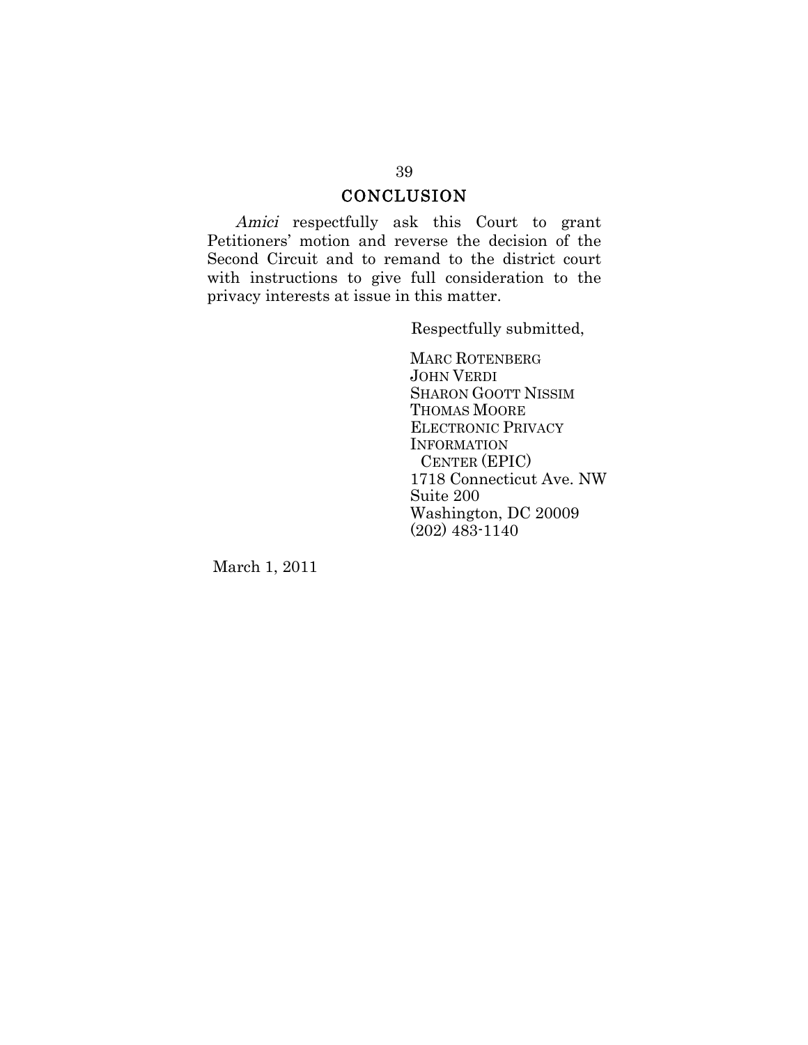# CONCLUSION

*Amici* respectfully ask this Court to grant Petitioners' motion and reverse the decision of the Second Circuit and to remand to the district court with instructions to give full consideration to the privacy interests at issue in this matter.

Respectfully submitted,

MARC ROTENBERG
JOHN VERDI
SHARON GOOTT NISSIM
THOMAS MOORE
ELECTRONIC PRIVACY INFORMATION CENTER (EPIC)
1718 Connecticut Ave. NW
Suite 200
Washington, DC 20009
(202) 483-1140

March 1, 2011